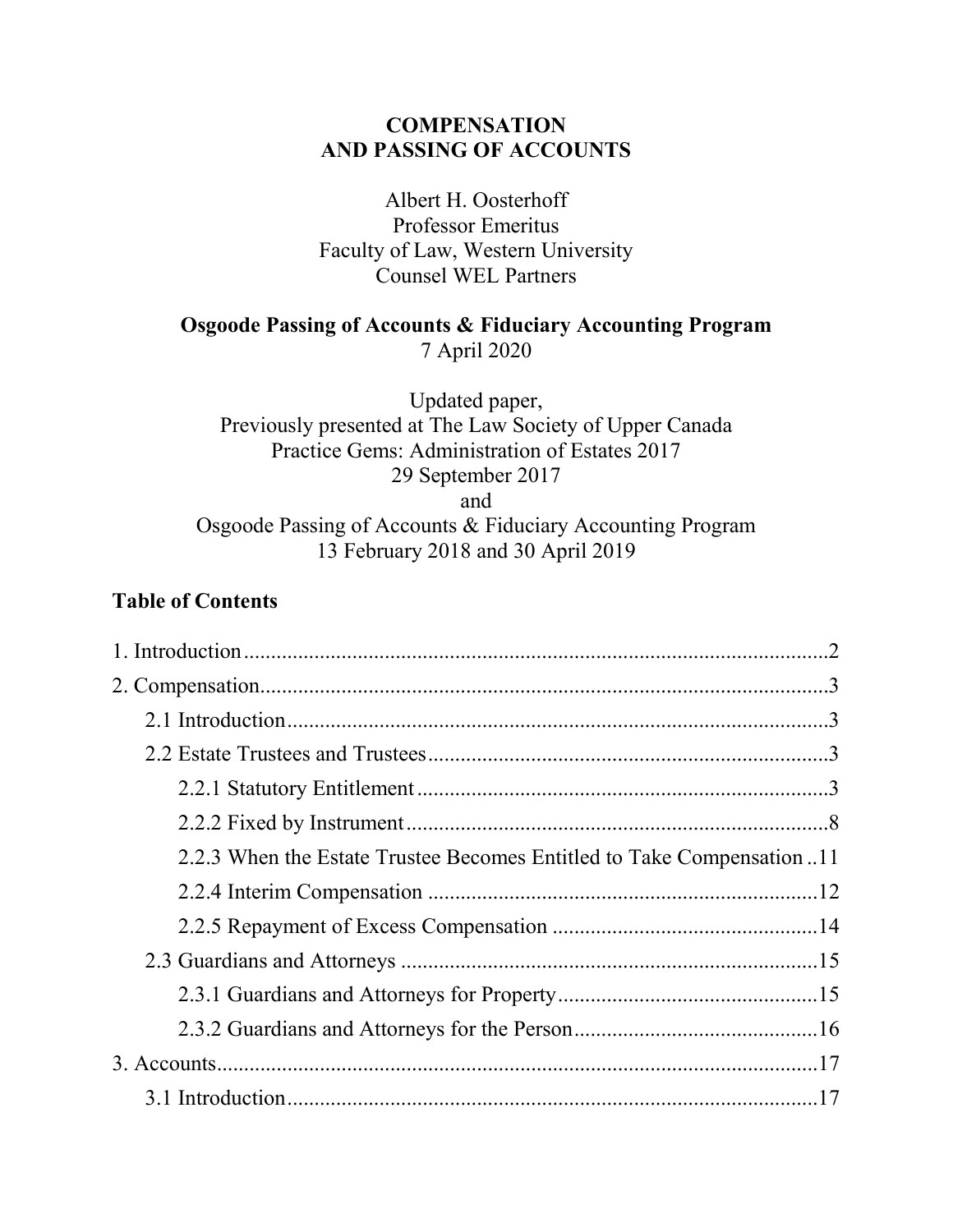# COMPENSATION AND PASSING OF ACCOUNTS

Albert H. Oosterhoff
Professor Emeritus
Faculty of Law, Western University
Counsel WEL Partners

**Osgoode Passing of Accounts & Fiduciary Accounting Program**
7 April 2020

Updated paper,
Previously presented at The Law Society of Upper Canada
Practice Gems: Administration of Estates 2017
29 September 2017
and
Osgoode Passing of Accounts & Fiduciary Accounting Program
13 February 2018 and 30 April 2019

## Table of Contents

1. Introduction .......... 2
2. Compensation .......... 3
   - 2.1 Introduction .......... 3
   - 2.2 Estate Trustees and Trustees .......... 3
     - 2.2.1 Statutory Entitlement .......... 3
     - 2.2.2 Fixed by Instrument .......... 8
     - 2.2.3 When the Estate Trustee Becomes Entitled to Take Compensation .......... 11
     - 2.2.4 Interim Compensation .......... 12
     - 2.2.5 Repayment of Excess Compensation .......... 14
   - 2.3 Guardians and Attorneys .......... 15
     - 2.3.1 Guardians and Attorneys for Property .......... 15
     - 2.3.2 Guardians and Attorneys for the Person .......... 16
3. Accounts .......... 17
   - 3.1 Introduction .......... 17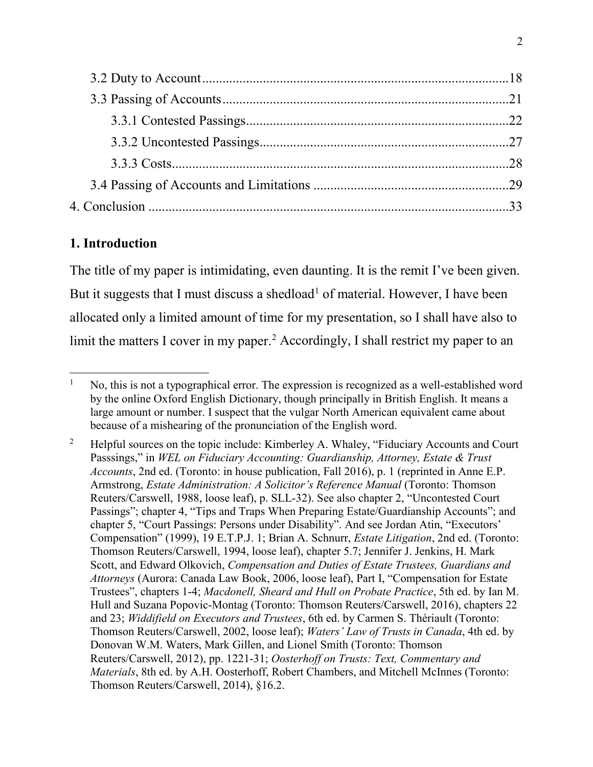3.2 Duty to Account ........................................................................................ 18
3.3 Passing of Accounts ................................................................................... 21
3.3.1 Contested Passings ............................................................................... 22
3.3.2 Uncontested Passings ............................................................................ 27
3.3.3 Costs ..................................................................................................... 28
3.4 Passing of Accounts and Limitations ......................................................... 29
4. Conclusion ....................................................................................................... 33

## 1. Introduction

The title of my paper is intimidating, even daunting. It is the remit I've been given. But it suggests that I must discuss a shedload[1] of material. However, I have been allocated only a limited amount of time for my presentation, so I shall have also to limit the matters I cover in my paper.[2] Accordingly, I shall restrict my paper to an

---

[1] No, this is not a typographical error. The expression is recognized as a well-established word by the online Oxford English Dictionary, though principally in British English. It means a large amount or number. I suspect that the vulgar North American equivalent came about because of a mishearing of the pronunciation of the English word.

[2] Helpful sources on the topic include: Kimberley A. Whaley, "Fiduciary Accounts and Court Passsings," in *WEL on Fiduciary Accounting: Guardianship, Attorney, Estate & Trust Accounts*, 2nd ed. (Toronto: in house publication, Fall 2016), p. 1 (reprinted in Anne E.P. Armstrong, *Estate Administration: A Solicitor's Reference Manual* (Toronto: Thomson Reuters/Carswell, 1988, loose leaf), p. SLL-32). See also chapter 2, "Uncontested Court Passings"; chapter 4, "Tips and Traps When Preparing Estate/Guardianship Accounts"; and chapter 5, "Court Passings: Persons under Disability". And see Jordan Atin, "Executors' Compensation" (1999), 19 E.T.P.J. 1; Brian A. Schnurr, *Estate Litigation*, 2nd ed. (Toronto: Thomson Reuters/Carswell, 1994, loose leaf), chapter 5.7; Jennifer J. Jenkins, H. Mark Scott, and Edward Olkovich, *Compensation and Duties of Estate Trustees, Guardians and Attorneys* (Aurora: Canada Law Book, 2006, loose leaf), Part I, "Compensation for Estate Trustees", chapters 1-4; *Macdonell, Sheard and Hull on Probate Practice*, 5th ed. by Ian M. Hull and Suzana Popovic-Montag (Toronto: Thomson Reuters/Carswell, 2016), chapters 22 and 23; *Widdifield on Executors and Trustees*, 6th ed. by Carmen S. Thériault (Toronto: Thomson Reuters/Carswell, 2002, loose leaf); *Waters' Law of Trusts in Canada*, 4th ed. by Donovan W.M. Waters, Mark Gillen, and Lionel Smith (Toronto: Thomson Reuters/Carswell, 2012), pp. 1221-31; *Oosterhoff on Trusts: Text, Commentary and Materials*, 8th ed. by A.H. Oosterhoff, Robert Chambers, and Mitchell McInnes (Toronto: Thomson Reuters/Carswell, 2014), §16.2.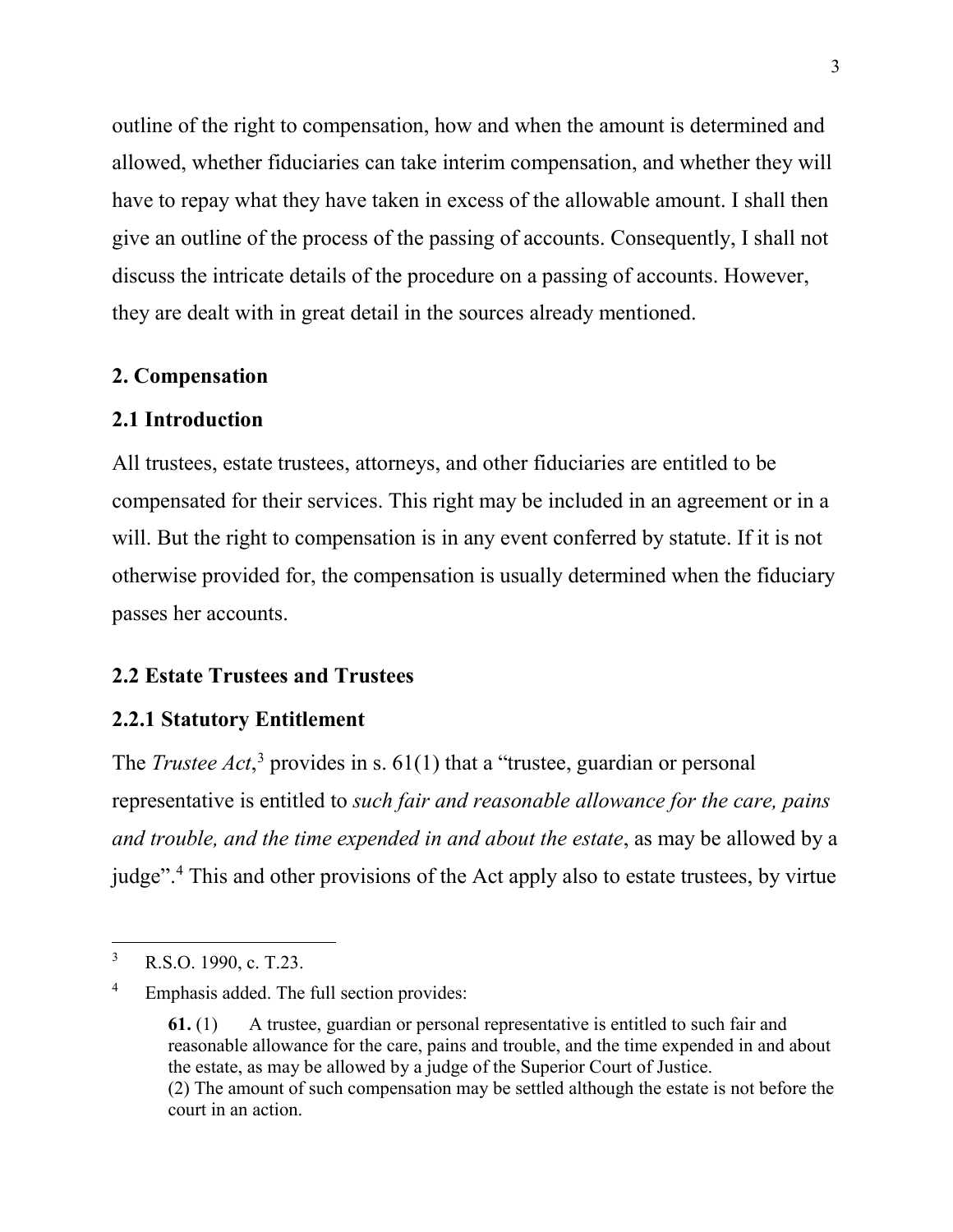outline of the right to compensation, how and when the amount is determined and allowed, whether fiduciaries can take interim compensation, and whether they will have to repay what they have taken in excess of the allowable amount. I shall then give an outline of the process of the passing of accounts. Consequently, I shall not discuss the intricate details of the procedure on a passing of accounts. However, they are dealt with in great detail in the sources already mentioned.

## 2. Compensation

### 2.1 Introduction

All trustees, estate trustees, attorneys, and other fiduciaries are entitled to be compensated for their services. This right may be included in an agreement or in a will. But the right to compensation is in any event conferred by statute. If it is not otherwise provided for, the compensation is usually determined when the fiduciary passes her accounts.

### 2.2 Estate Trustees and Trustees

#### 2.2.1 Statutory Entitlement

The *Trustee Act*,[3] provides in s. 61(1) that a "trustee, guardian or personal representative is entitled to *such fair and reasonable allowance for the care, pains and trouble, and the time expended in and about the estate*, as may be allowed by a judge".[4] This and other provisions of the Act apply also to estate trustees, by virtue

---

[3] R.S.O. 1990, c. T.23.

[4] Emphasis added. The full section provides:

> **61.** (1) A trustee, guardian or personal representative is entitled to such fair and reasonable allowance for the care, pains and trouble, and the time expended in and about the estate, as may be allowed by a judge of the Superior Court of Justice.
> (2) The amount of such compensation may be settled although the estate is not before the court in an action.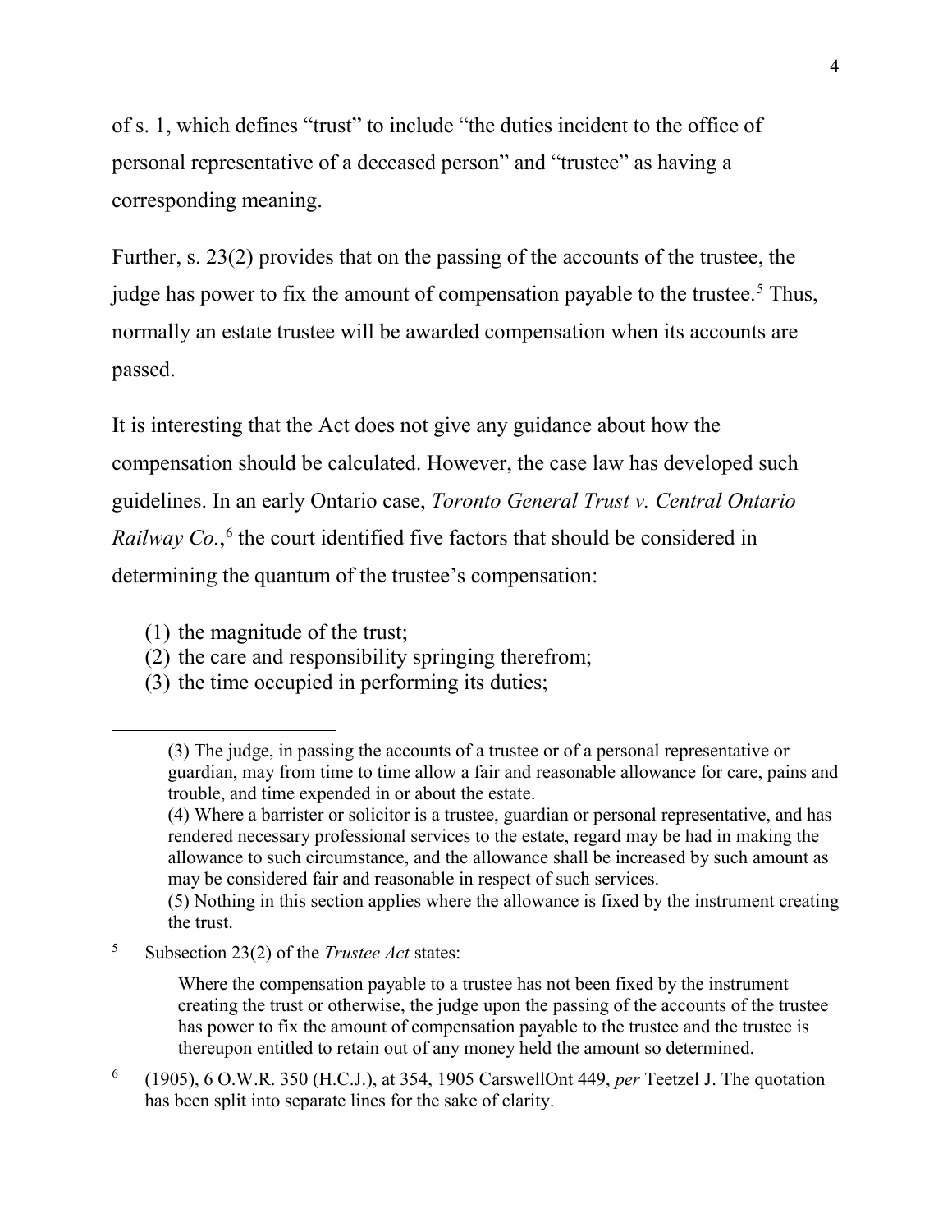of s. 1, which defines "trust" to include "the duties incident to the office of personal representative of a deceased person" and "trustee" as having a corresponding meaning.

Further, s. 23(2) provides that on the passing of the accounts of the trustee, the judge has power to fix the amount of compensation payable to the trustee.[5] Thus, normally an estate trustee will be awarded compensation when its accounts are passed.

It is interesting that the Act does not give any guidance about how the compensation should be calculated. However, the case law has developed such guidelines. In an early Ontario case, *Toronto General Trust v. Central Ontario Railway Co.*,[6] the court identified five factors that should be considered in determining the quantum of the trustee's compensation:

(1) the magnitude of the trust;
(2) the care and responsibility springing therefrom;
(3) the time occupied in performing its duties;

---

(3) The judge, in passing the accounts of a trustee or of a personal representative or guardian, may from time to time allow a fair and reasonable allowance for care, pains and trouble, and time expended in or about the estate.

(4) Where a barrister or solicitor is a trustee, guardian or personal representative, and has rendered necessary professional services to the estate, regard may be had in making the allowance to such circumstance, and the allowance shall be increased by such amount as may be considered fair and reasonable in respect of such services.

(5) Nothing in this section applies where the allowance is fixed by the instrument creating the trust.

[5] Subsection 23(2) of the *Trustee Act* states:

> Where the compensation payable to a trustee has not been fixed by the instrument creating the trust or otherwise, the judge upon the passing of the accounts of the trustee has power to fix the amount of compensation payable to the trustee and the trustee is thereupon entitled to retain out of any money held the amount so determined.

[6] (1905), 6 O.W.R. 350 (H.C.J.), at 354, 1905 CarswellOnt 449, *per* Teetzel J. The quotation has been split into separate lines for the sake of clarity.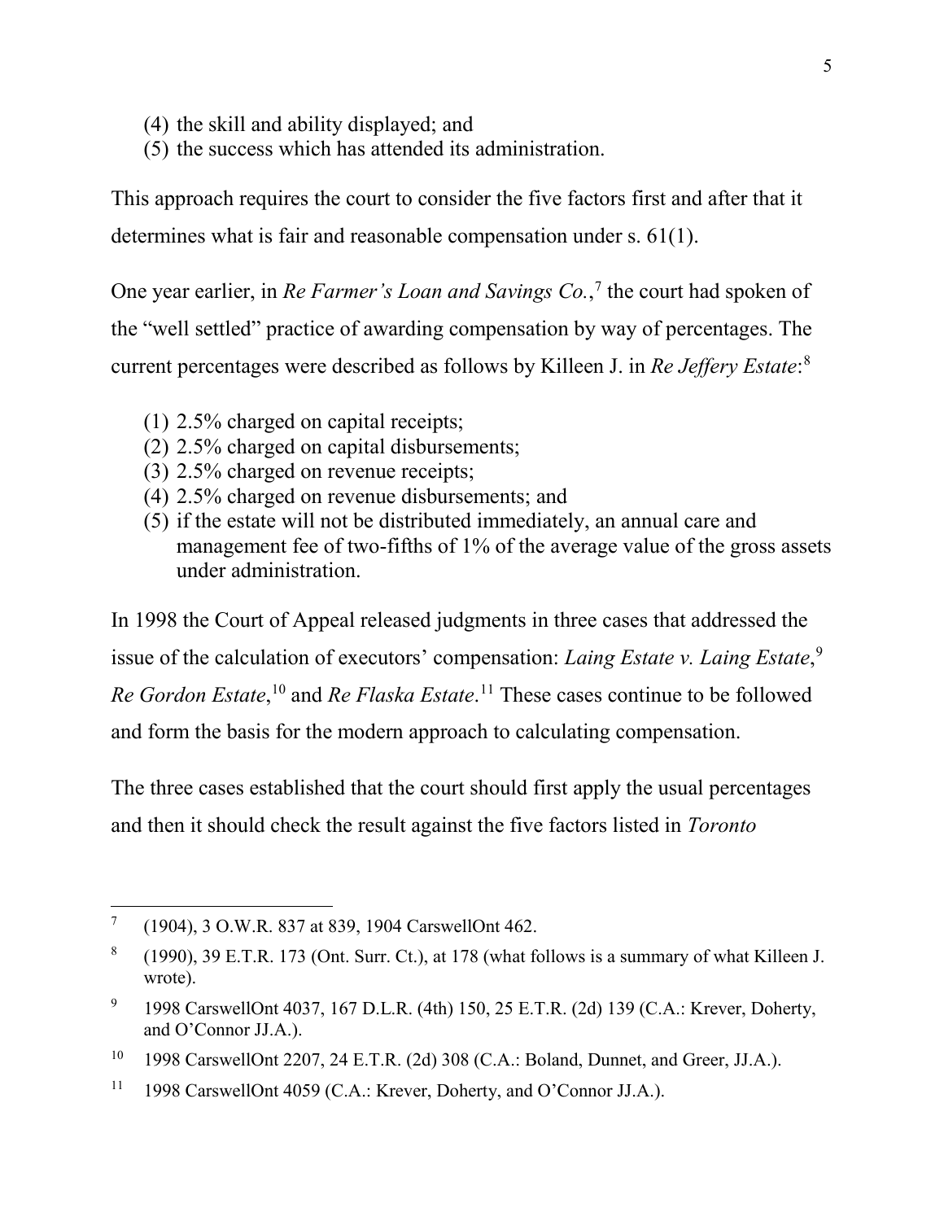(4) the skill and ability displayed; and
(5) the success which has attended its administration.

This approach requires the court to consider the five factors first and after that it determines what is fair and reasonable compensation under s. 61(1).

One year earlier, in *Re Farmer's Loan and Savings Co.*,[7] the court had spoken of the "well settled" practice of awarding compensation by way of percentages. The current percentages were described as follows by Killeen J. in *Re Jeffery Estate*:[8]

(1) 2.5% charged on capital receipts;
(2) 2.5% charged on capital disbursements;
(3) 2.5% charged on revenue receipts;
(4) 2.5% charged on revenue disbursements; and
(5) if the estate will not be distributed immediately, an annual care and management fee of two-fifths of 1% of the average value of the gross assets under administration.

In 1998 the Court of Appeal released judgments in three cases that addressed the issue of the calculation of executors' compensation: *Laing Estate v. Laing Estate*,[9] *Re Gordon Estate*,[10] and *Re Flaska Estate*.[11] These cases continue to be followed and form the basis for the modern approach to calculating compensation.

The three cases established that the court should first apply the usual percentages and then it should check the result against the five factors listed in *Toronto*

---

[7] (1904), 3 O.W.R. 837 at 839, 1904 CarswellOnt 462.

[8] (1990), 39 E.T.R. 173 (Ont. Surr. Ct.), at 178 (what follows is a summary of what Killeen J. wrote).

[9] 1998 CarswellOnt 4037, 167 D.L.R. (4th) 150, 25 E.T.R. (2d) 139 (C.A.: Krever, Doherty, and O'Connor JJ.A.).

[10] 1998 CarswellOnt 2207, 24 E.T.R. (2d) 308 (C.A.: Boland, Dunnet, and Greer, JJ.A.).

[11] 1998 CarswellOnt 4059 (C.A.: Krever, Doherty, and O'Connor JJ.A.).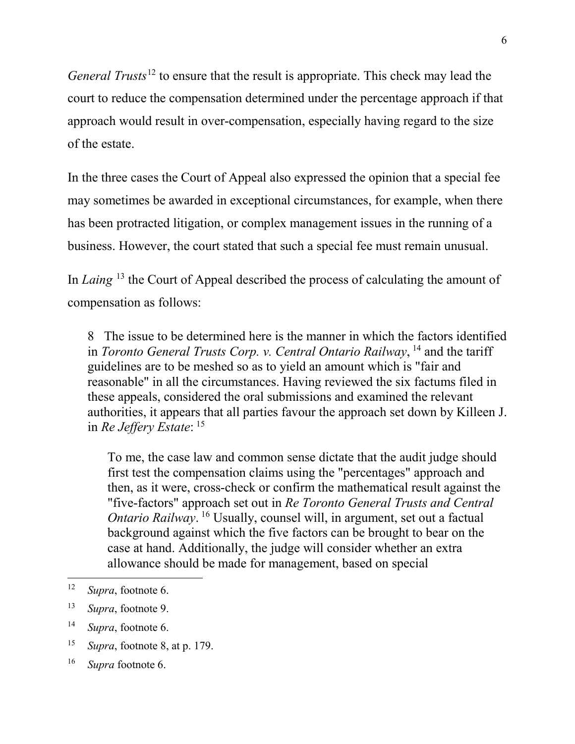*General Trusts*[12] to ensure that the result is appropriate. This check may lead the court to reduce the compensation determined under the percentage approach if that approach would result in over-compensation, especially having regard to the size of the estate.

In the three cases the Court of Appeal also expressed the opinion that a special fee may sometimes be awarded in exceptional circumstances, for example, when there has been protracted litigation, or complex management issues in the running of a business. However, the court stated that such a special fee must remain unusual.

In *Laing* [13] the Court of Appeal described the process of calculating the amount of compensation as follows:

> 8 The issue to be determined here is the manner in which the factors identified in *Toronto General Trusts Corp. v. Central Ontario Railway*, [14] and the tariff guidelines are to be meshed so as to yield an amount which is "fair and reasonable" in all the circumstances. Having reviewed the six factums filed in these appeals, considered the oral submissions and examined the relevant authorities, it appears that all parties favour the approach set down by Killeen J. in *Re Jeffery Estate*: [15]
>
> > To me, the case law and common sense dictate that the audit judge should first test the compensation claims using the "percentages" approach and then, as it were, cross-check or confirm the mathematical result against the "five-factors" approach set out in *Re Toronto General Trusts and Central Ontario Railway*. [16] Usually, counsel will, in argument, set out a factual background against which the five factors can be brought to bear on the case at hand. Additionally, the judge will consider whether an extra allowance should be made for management, based on special

---

[12] *Supra*, footnote 6.

[13] *Supra*, footnote 9.

[14] *Supra*, footnote 6.

[15] *Supra*, footnote 8, at p. 179.

[16] *Supra* footnote 6.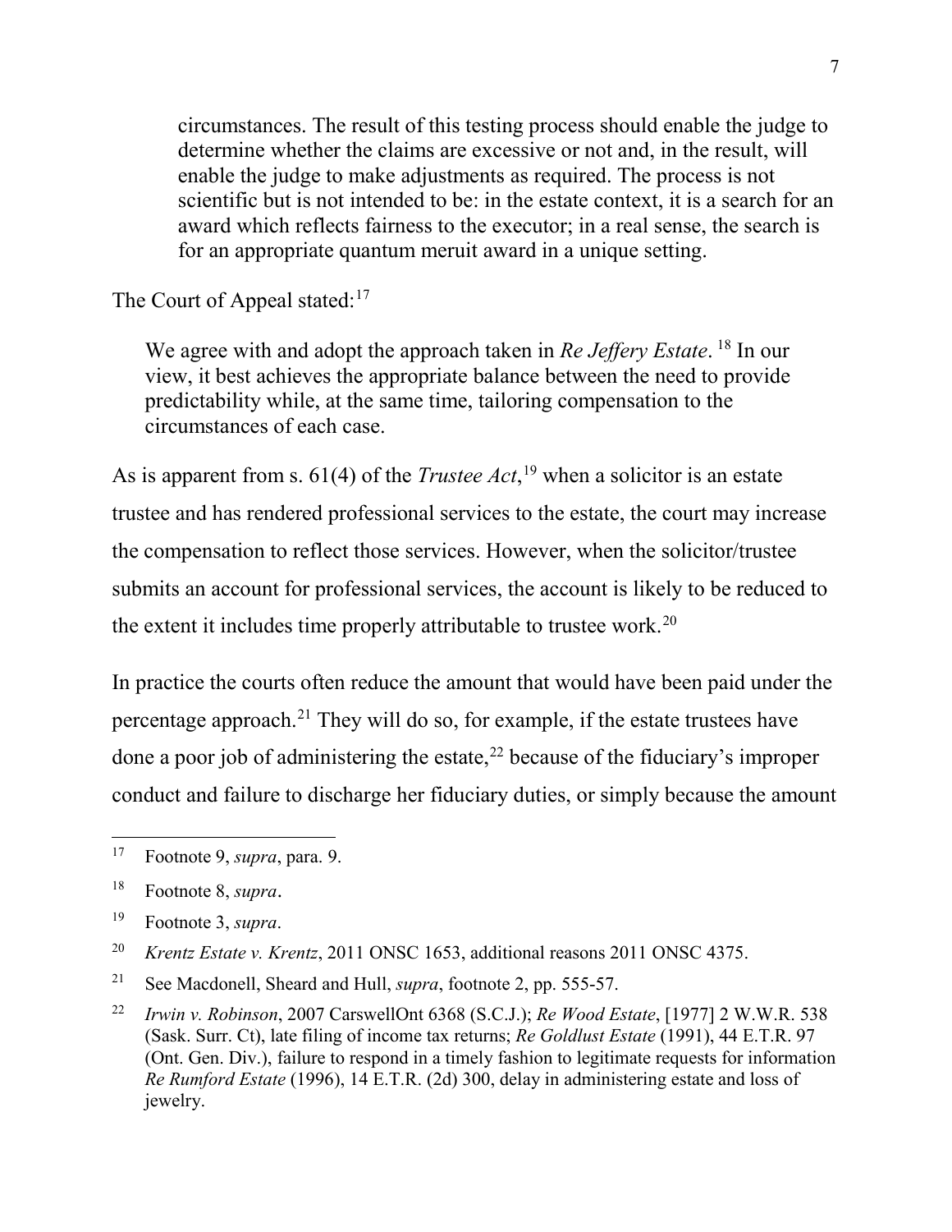> circumstances. The result of this testing process should enable the judge to determine whether the claims are excessive or not and, in the result, will enable the judge to make adjustments as required. The process is not scientific but is not intended to be: in the estate context, it is a search for an award which reflects fairness to the executor; in a real sense, the search is for an appropriate quantum meruit award in a unique setting.

The Court of Appeal stated:[17]

> We agree with and adopt the approach taken in *Re Jeffery Estate*. [18] In our view, it best achieves the appropriate balance between the need to provide predictability while, at the same time, tailoring compensation to the circumstances of each case.

As is apparent from s. 61(4) of the *Trustee Act*,[19] when a solicitor is an estate trustee and has rendered professional services to the estate, the court may increase the compensation to reflect those services. However, when the solicitor/trustee submits an account for professional services, the account is likely to be reduced to the extent it includes time properly attributable to trustee work.[20]

In practice the courts often reduce the amount that would have been paid under the percentage approach.[21] They will do so, for example, if the estate trustees have done a poor job of administering the estate,[22] because of the fiduciary's improper conduct and failure to discharge her fiduciary duties, or simply because the amount

---

[17] Footnote 9, *supra*, para. 9.

[18] Footnote 8, *supra*.

[19] Footnote 3, *supra*.

[20] *Krentz Estate v. Krentz*, 2011 ONSC 1653, additional reasons 2011 ONSC 4375.

[21] See Macdonell, Sheard and Hull, *supra*, footnote 2, pp. 555-57.

[22] *Irwin v. Robinson*, 2007 CarswellOnt 6368 (S.C.J.); *Re Wood Estate*, [1977] 2 W.W.R. 538 (Sask. Surr. Ct), late filing of income tax returns; *Re Goldlust Estate* (1991), 44 E.T.R. 97 (Ont. Gen. Div.), failure to respond in a timely fashion to legitimate requests for information *Re Rumford Estate* (1996), 14 E.T.R. (2d) 300, delay in administering estate and loss of jewelry.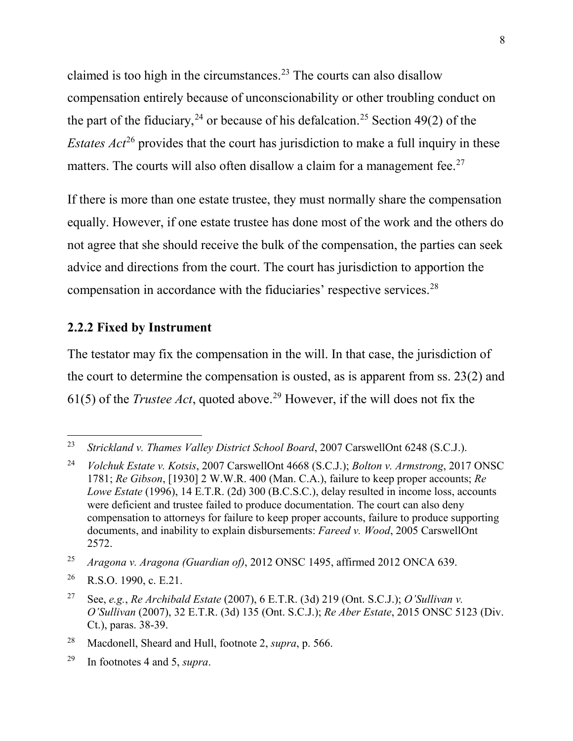claimed is too high in the circumstances.[23] The courts can also disallow compensation entirely because of unconscionability or other troubling conduct on the part of the fiduciary,[24] or because of his defalcation.[25] Section 49(2) of the *Estates Act*[26] provides that the court has jurisdiction to make a full inquiry in these matters. The courts will also often disallow a claim for a management fee.[27]

If there is more than one estate trustee, they must normally share the compensation equally. However, if one estate trustee has done most of the work and the others do not agree that she should receive the bulk of the compensation, the parties can seek advice and directions from the court. The court has jurisdiction to apportion the compensation in accordance with the fiduciaries' respective services.[28]

### 2.2.2 Fixed by Instrument

The testator may fix the compensation in the will. In that case, the jurisdiction of the court to determine the compensation is ousted, as is apparent from ss. 23(2) and 61(5) of the *Trustee Act*, quoted above.[29] However, if the will does not fix the

---

[23] *Strickland v. Thames Valley District School Board*, 2007 CarswellOnt 6248 (S.C.J.).

[24] *Volchuk Estate v. Kotsis*, 2007 CarswellOnt 4668 (S.C.J.); *Bolton v. Armstrong*, 2017 ONSC 1781; *Re Gibson*, [1930] 2 W.W.R. 400 (Man. C.A.), failure to keep proper accounts; *Re Lowe Estate* (1996), 14 E.T.R. (2d) 300 (B.C.S.C.), delay resulted in income loss, accounts were deficient and trustee failed to produce documentation. The court can also deny compensation to attorneys for failure to keep proper accounts, failure to produce supporting documents, and inability to explain disbursements: *Fareed v. Wood*, 2005 CarswellOnt 2572.

[25] *Aragona v. Aragona (Guardian of)*, 2012 ONSC 1495, affirmed 2012 ONCA 639.

[26] R.S.O. 1990, c. E.21.

[27] See, *e.g.*, *Re Archibald Estate* (2007), 6 E.T.R. (3d) 219 (Ont. S.C.J.); *O'Sullivan v. O'Sullivan* (2007), 32 E.T.R. (3d) 135 (Ont. S.C.J.); *Re Aber Estate*, 2015 ONSC 5123 (Div. Ct.), paras. 38-39.

[28] Macdonell, Sheard and Hull, footnote 2, *supra*, p. 566.

[29] In footnotes 4 and 5, *supra*.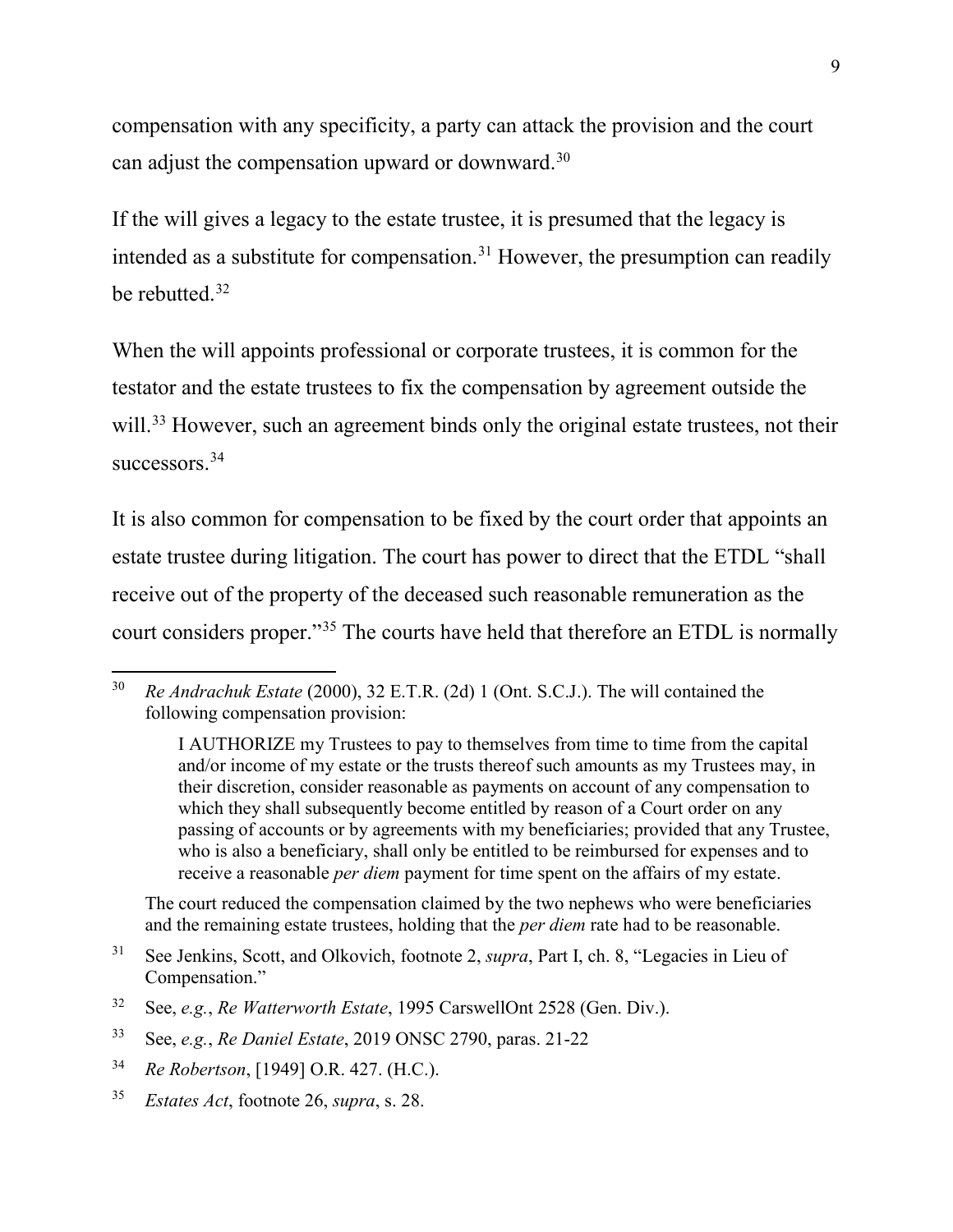compensation with any specificity, a party can attack the provision and the court can adjust the compensation upward or downward.[30]

If the will gives a legacy to the estate trustee, it is presumed that the legacy is intended as a substitute for compensation.[31] However, the presumption can readily be rebutted.[32]

When the will appoints professional or corporate trustees, it is common for the testator and the estate trustees to fix the compensation by agreement outside the will.[33] However, such an agreement binds only the original estate trustees, not their successors.[34]

It is also common for compensation to be fixed by the court order that appoints an estate trustee during litigation. The court has power to direct that the ETDL "shall receive out of the property of the deceased such reasonable remuneration as the court considers proper."[35] The courts have held that therefore an ETDL is normally

---

[30] *Re Andrachuk Estate* (2000), 32 E.T.R. (2d) 1 (Ont. S.C.J.). The will contained the following compensation provision:

> I AUTHORIZE my Trustees to pay to themselves from time to time from the capital and/or income of my estate or the trusts thereof such amounts as my Trustees may, in their discretion, consider reasonable as payments on account of any compensation to which they shall subsequently become entitled by reason of a Court order on any passing of accounts or by agreements with my beneficiaries; provided that any Trustee, who is also a beneficiary, shall only be entitled to be reimbursed for expenses and to receive a reasonable *per diem* payment for time spent on the affairs of my estate.

The court reduced the compensation claimed by the two nephews who were beneficiaries and the remaining estate trustees, holding that the *per diem* rate had to be reasonable.

[31] See Jenkins, Scott, and Olkovich, footnote 2, *supra*, Part I, ch. 8, "Legacies in Lieu of Compensation."

[32] See, *e.g.*, *Re Watterworth Estate*, 1995 CarswellOnt 2528 (Gen. Div.).

[33] See, *e.g.*, *Re Daniel Estate*, 2019 ONSC 2790, paras. 21-22

[34] *Re Robertson*, [1949] O.R. 427. (H.C.).

[35] *Estates Act*, footnote 26, *supra*, s. 28.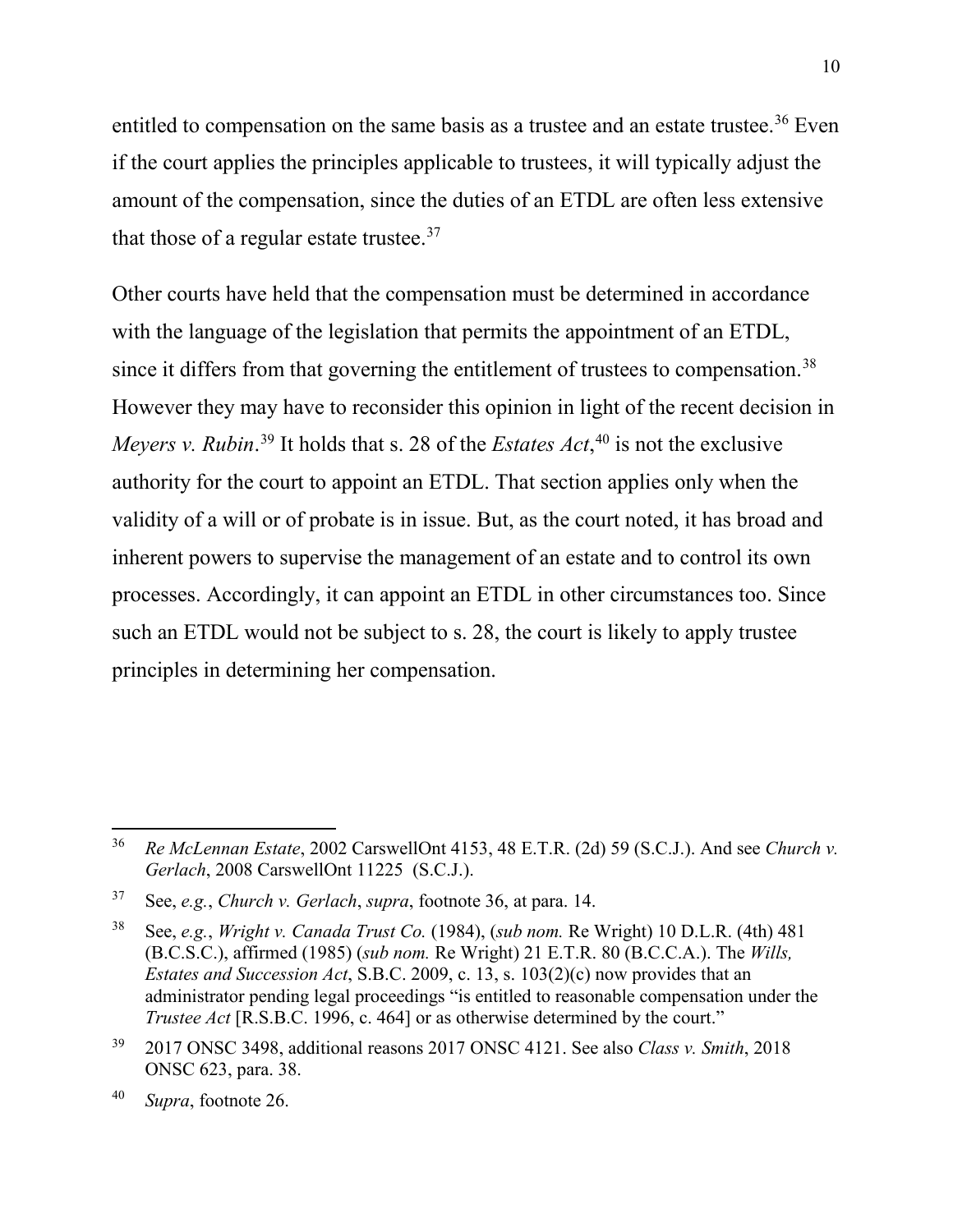entitled to compensation on the same basis as a trustee and an estate trustee.[36] Even if the court applies the principles applicable to trustees, it will typically adjust the amount of the compensation, since the duties of an ETDL are often less extensive that those of a regular estate trustee.[37]

Other courts have held that the compensation must be determined in accordance with the language of the legislation that permits the appointment of an ETDL, since it differs from that governing the entitlement of trustees to compensation.[38] However they may have to reconsider this opinion in light of the recent decision in *Meyers v. Rubin*.[39] It holds that s. 28 of the *Estates Act*,[40] is not the exclusive authority for the court to appoint an ETDL. That section applies only when the validity of a will or of probate is in issue. But, as the court noted, it has broad and inherent powers to supervise the management of an estate and to control its own processes. Accordingly, it can appoint an ETDL in other circumstances too. Since such an ETDL would not be subject to s. 28, the court is likely to apply trustee principles in determining her compensation.

---

[36] *Re McLennan Estate*, 2002 CarswellOnt 4153, 48 E.T.R. (2d) 59 (S.C.J.). And see *Church v. Gerlach*, 2008 CarswellOnt 11225 (S.C.J.).

[37] See, *e.g.*, *Church v. Gerlach*, *supra*, footnote 36, at para. 14.

[38] See, *e.g.*, *Wright v. Canada Trust Co.* (1984), (*sub nom.* Re Wright) 10 D.L.R. (4th) 481 (B.C.S.C.), affirmed (1985) (*sub nom.* Re Wright) 21 E.T.R. 80 (B.C.C.A.). The *Wills, Estates and Succession Act*, S.B.C. 2009, c. 13, s. 103(2)(c) now provides that an administrator pending legal proceedings "is entitled to reasonable compensation under the *Trustee Act* [R.S.B.C. 1996, c. 464] or as otherwise determined by the court."

[39] 2017 ONSC 3498, additional reasons 2017 ONSC 4121. See also *Class v. Smith*, 2018 ONSC 623, para. 38.

[40] *Supra*, footnote 26.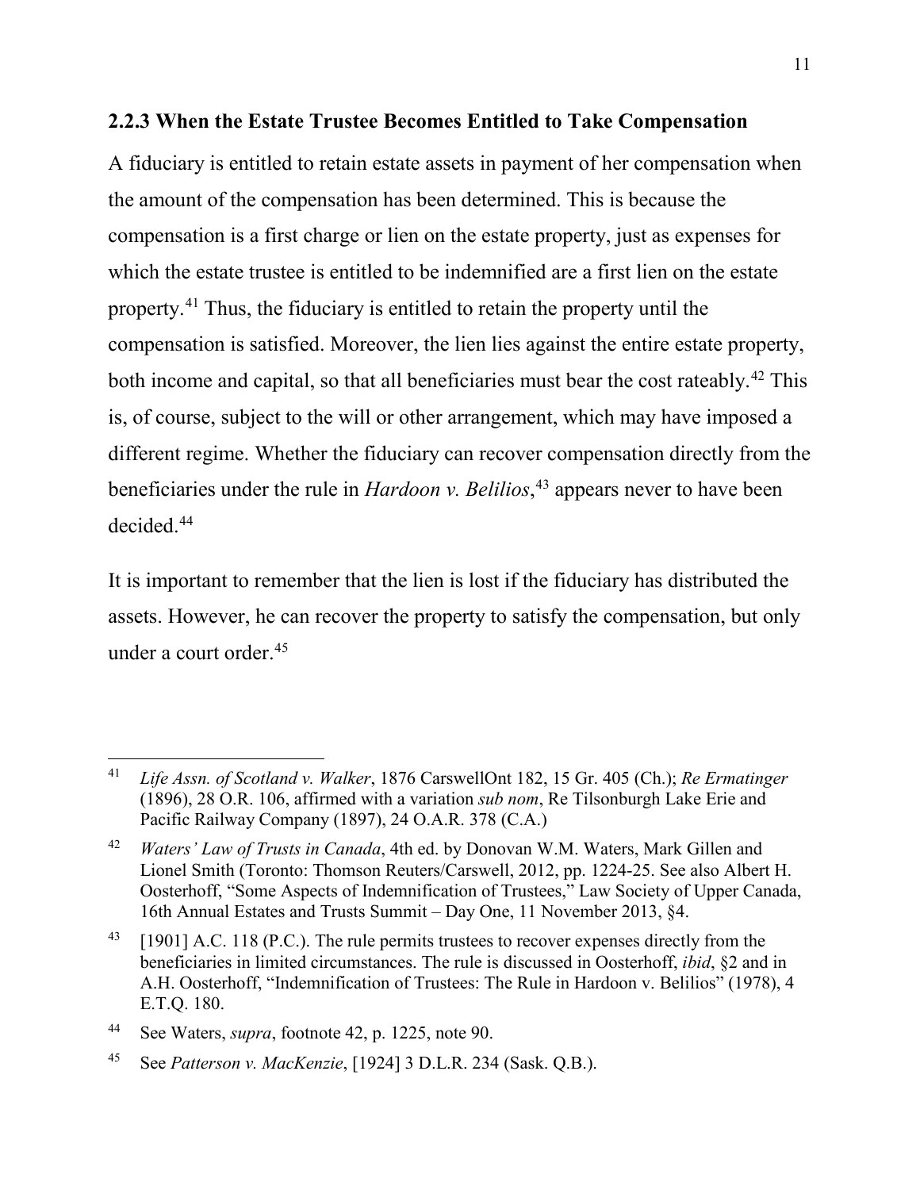### 2.2.3 When the Estate Trustee Becomes Entitled to Take Compensation

A fiduciary is entitled to retain estate assets in payment of her compensation when the amount of the compensation has been determined. This is because the compensation is a first charge or lien on the estate property, just as expenses for which the estate trustee is entitled to be indemnified are a first lien on the estate property.[41] Thus, the fiduciary is entitled to retain the property until the compensation is satisfied. Moreover, the lien lies against the entire estate property, both income and capital, so that all beneficiaries must bear the cost rateably.[42] This is, of course, subject to the will or other arrangement, which may have imposed a different regime. Whether the fiduciary can recover compensation directly from the beneficiaries under the rule in *Hardoon v. Belilios*,[43] appears never to have been decided.[44]

It is important to remember that the lien is lost if the fiduciary has distributed the assets. However, he can recover the property to satisfy the compensation, but only under a court order.[45]

---

[41] *Life Assn. of Scotland v. Walker*, 1876 CarswellOnt 182, 15 Gr. 405 (Ch.); *Re Ermatinger* (1896), 28 O.R. 106, affirmed with a variation *sub nom*, Re Tilsonburgh Lake Erie and Pacific Railway Company (1897), 24 O.A.R. 378 (C.A.)

[42] *Waters' Law of Trusts in Canada*, 4th ed. by Donovan W.M. Waters, Mark Gillen and Lionel Smith (Toronto: Thomson Reuters/Carswell, 2012, pp. 1224-25. See also Albert H. Oosterhoff, "Some Aspects of Indemnification of Trustees," Law Society of Upper Canada, 16th Annual Estates and Trusts Summit – Day One, 11 November 2013, §4.

[43] [1901] A.C. 118 (P.C.). The rule permits trustees to recover expenses directly from the beneficiaries in limited circumstances. The rule is discussed in Oosterhoff, *ibid*, §2 and in A.H. Oosterhoff, "Indemnification of Trustees: The Rule in Hardoon v. Belilios" (1978), 4 E.T.Q. 180.

[44] See Waters, *supra*, footnote 42, p. 1225, note 90.

[45] See *Patterson v. MacKenzie*, [1924] 3 D.L.R. 234 (Sask. Q.B.).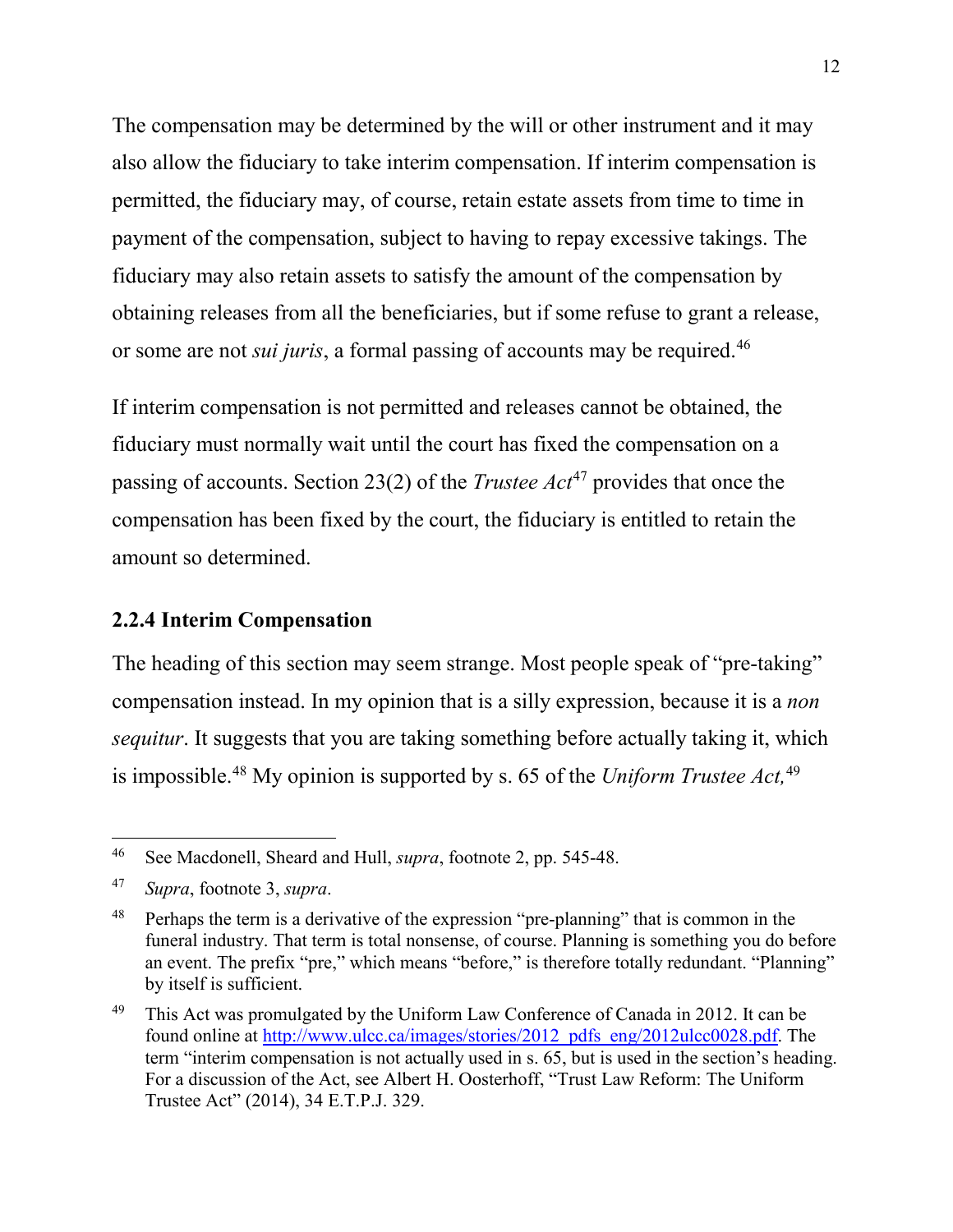The compensation may be determined by the will or other instrument and it may also allow the fiduciary to take interim compensation. If interim compensation is permitted, the fiduciary may, of course, retain estate assets from time to time in payment of the compensation, subject to having to repay excessive takings. The fiduciary may also retain assets to satisfy the amount of the compensation by obtaining releases from all the beneficiaries, but if some refuse to grant a release, or some are not *sui juris*, a formal passing of accounts may be required.[46]

If interim compensation is not permitted and releases cannot be obtained, the fiduciary must normally wait until the court has fixed the compensation on a passing of accounts. Section 23(2) of the *Trustee Act*[47] provides that once the compensation has been fixed by the court, the fiduciary is entitled to retain the amount so determined.

### 2.2.4 Interim Compensation

The heading of this section may seem strange. Most people speak of "pre-taking" compensation instead. In my opinion that is a silly expression, because it is a *non sequitur*. It suggests that you are taking something before actually taking it, which is impossible.[48] My opinion is supported by s. 65 of the *Uniform Trustee Act,*[49]

---

[46] See Macdonell, Sheard and Hull, *supra*, footnote 2, pp. 545-48.

[47] *Supra*, footnote 3, *supra*.

[48] Perhaps the term is a derivative of the expression "pre-planning" that is common in the funeral industry. That term is total nonsense, of course. Planning is something you do before an event. The prefix "pre," which means "before," is therefore totally redundant. "Planning" by itself is sufficient.

[49] This Act was promulgated by the Uniform Law Conference of Canada in 2012. It can be found online at http://www.ulcc.ca/images/stories/2012_pdfs_eng/2012ulcc0028.pdf. The term "interim compensation is not actually used in s. 65, but is used in the section's heading. For a discussion of the Act, see Albert H. Oosterhoff, "Trust Law Reform: The Uniform Trustee Act" (2014), 34 E.T.P.J. 329.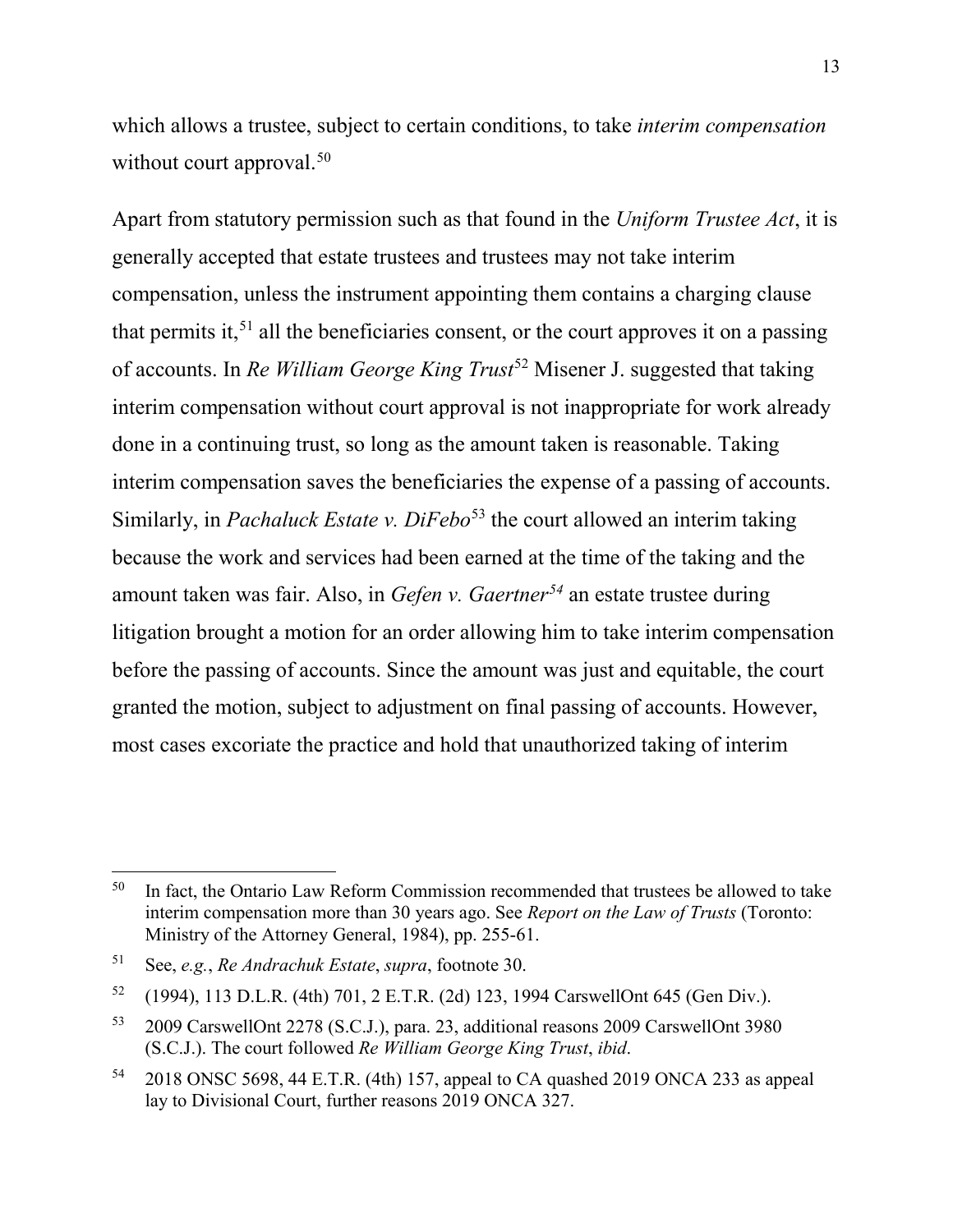which allows a trustee, subject to certain conditions, to take *interim compensation* without court approval.[50]

Apart from statutory permission such as that found in the *Uniform Trustee Act*, it is generally accepted that estate trustees and trustees may not take interim compensation, unless the instrument appointing them contains a charging clause that permits it,[51] all the beneficiaries consent, or the court approves it on a passing of accounts. In *Re William George King Trust*[52] Misener J. suggested that taking interim compensation without court approval is not inappropriate for work already done in a continuing trust, so long as the amount taken is reasonable. Taking interim compensation saves the beneficiaries the expense of a passing of accounts. Similarly, in *Pachaluck Estate v. DiFebo*[53] the court allowed an interim taking because the work and services had been earned at the time of the taking and the amount taken was fair. Also, in *Gefen v. Gaertner*[54] an estate trustee during litigation brought a motion for an order allowing him to take interim compensation before the passing of accounts. Since the amount was just and equitable, the court granted the motion, subject to adjustment on final passing of accounts. However, most cases excoriate the practice and hold that unauthorized taking of interim

---

[50] In fact, the Ontario Law Reform Commission recommended that trustees be allowed to take interim compensation more than 30 years ago. See *Report on the Law of Trusts* (Toronto: Ministry of the Attorney General, 1984), pp. 255-61.

[51] See, *e.g.*, *Re Andrachuk Estate*, *supra*, footnote 30.

[52] (1994), 113 D.L.R. (4th) 701, 2 E.T.R. (2d) 123, 1994 CarswellOnt 645 (Gen Div.).

[53] 2009 CarswellOnt 2278 (S.C.J.), para. 23, additional reasons 2009 CarswellOnt 3980 (S.C.J.). The court followed *Re William George King Trust*, *ibid*.

[54] 2018 ONSC 5698, 44 E.T.R. (4th) 157, appeal to CA quashed 2019 ONCA 233 as appeal lay to Divisional Court, further reasons 2019 ONCA 327.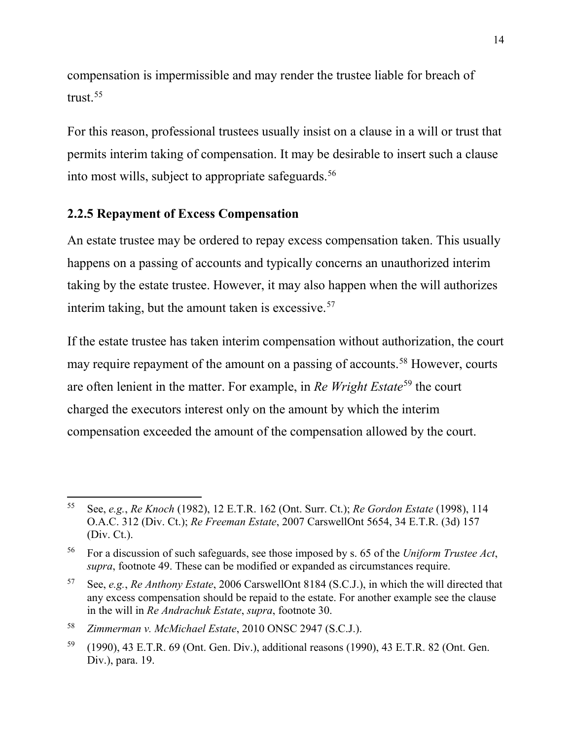compensation is impermissible and may render the trustee liable for breach of trust.[55]

For this reason, professional trustees usually insist on a clause in a will or trust that permits interim taking of compensation. It may be desirable to insert such a clause into most wills, subject to appropriate safeguards.[56]

### 2.2.5 Repayment of Excess Compensation

An estate trustee may be ordered to repay excess compensation taken. This usually happens on a passing of accounts and typically concerns an unauthorized interim taking by the estate trustee. However, it may also happen when the will authorizes interim taking, but the amount taken is excessive.[57]

If the estate trustee has taken interim compensation without authorization, the court may require repayment of the amount on a passing of accounts.[58] However, courts are often lenient in the matter. For example, in *Re Wright Estate*[59] the court charged the executors interest only on the amount by which the interim compensation exceeded the amount of the compensation allowed by the court.

---

[55] See, *e.g.*, *Re Knoch* (1982), 12 E.T.R. 162 (Ont. Surr. Ct.); *Re Gordon Estate* (1998), 114 O.A.C. 312 (Div. Ct.); *Re Freeman Estate*, 2007 CarswellOnt 5654, 34 E.T.R. (3d) 157 (Div. Ct.).

[56] For a discussion of such safeguards, see those imposed by s. 65 of the *Uniform Trustee Act*, *supra*, footnote 49. These can be modified or expanded as circumstances require.

[57] See, *e.g.*, *Re Anthony Estate*, 2006 CarswellOnt 8184 (S.C.J.), in which the will directed that any excess compensation should be repaid to the estate. For another example see the clause in the will in *Re Andrachuk Estate*, *supra*, footnote 30.

[58] *Zimmerman v. McMichael Estate*, 2010 ONSC 2947 (S.C.J.).

[59] (1990), 43 E.T.R. 69 (Ont. Gen. Div.), additional reasons (1990), 43 E.T.R. 82 (Ont. Gen. Div.), para. 19.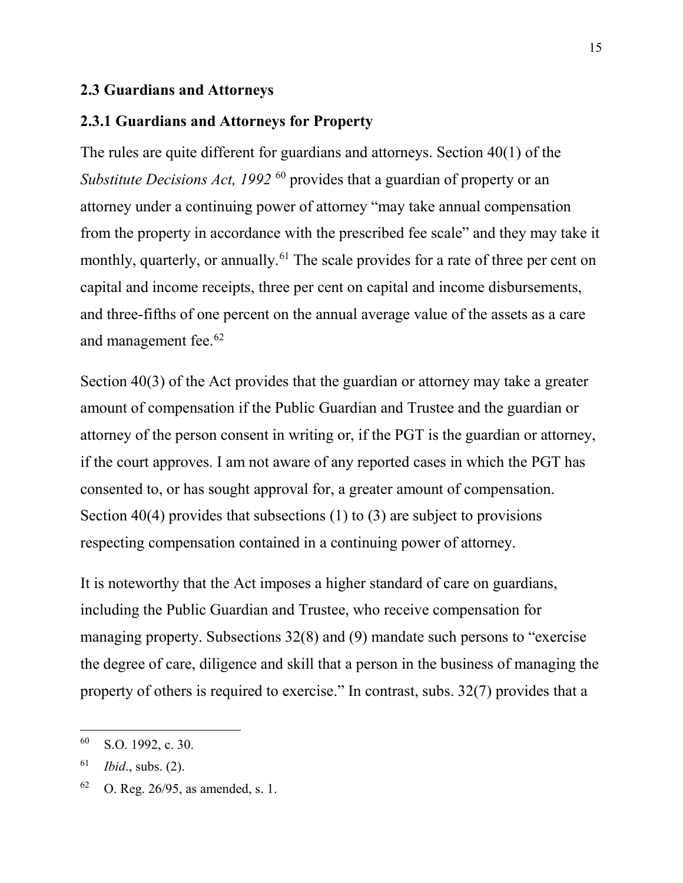### 2.3 Guardians and Attorneys

### 2.3.1 Guardians and Attorneys for Property

The rules are quite different for guardians and attorneys. Section 40(1) of the *Substitute Decisions Act, 1992* [60] provides that a guardian of property or an attorney under a continuing power of attorney "may take annual compensation from the property in accordance with the prescribed fee scale" and they may take it monthly, quarterly, or annually.[61] The scale provides for a rate of three per cent on capital and income receipts, three per cent on capital and income disbursements, and three-fifths of one percent on the annual average value of the assets as a care and management fee.[62]

Section 40(3) of the Act provides that the guardian or attorney may take a greater amount of compensation if the Public Guardian and Trustee and the guardian or attorney of the person consent in writing or, if the PGT is the guardian or attorney, if the court approves. I am not aware of any reported cases in which the PGT has consented to, or has sought approval for, a greater amount of compensation. Section 40(4) provides that subsections (1) to (3) are subject to provisions respecting compensation contained in a continuing power of attorney.

It is noteworthy that the Act imposes a higher standard of care on guardians, including the Public Guardian and Trustee, who receive compensation for managing property. Subsections 32(8) and (9) mandate such persons to "exercise the degree of care, diligence and skill that a person in the business of managing the property of others is required to exercise." In contrast, subs. 32(7) provides that a

---

[60] S.O. 1992, c. 30.

[61] *Ibid*., subs. (2).

[62] O. Reg. 26/95, as amended, s. 1.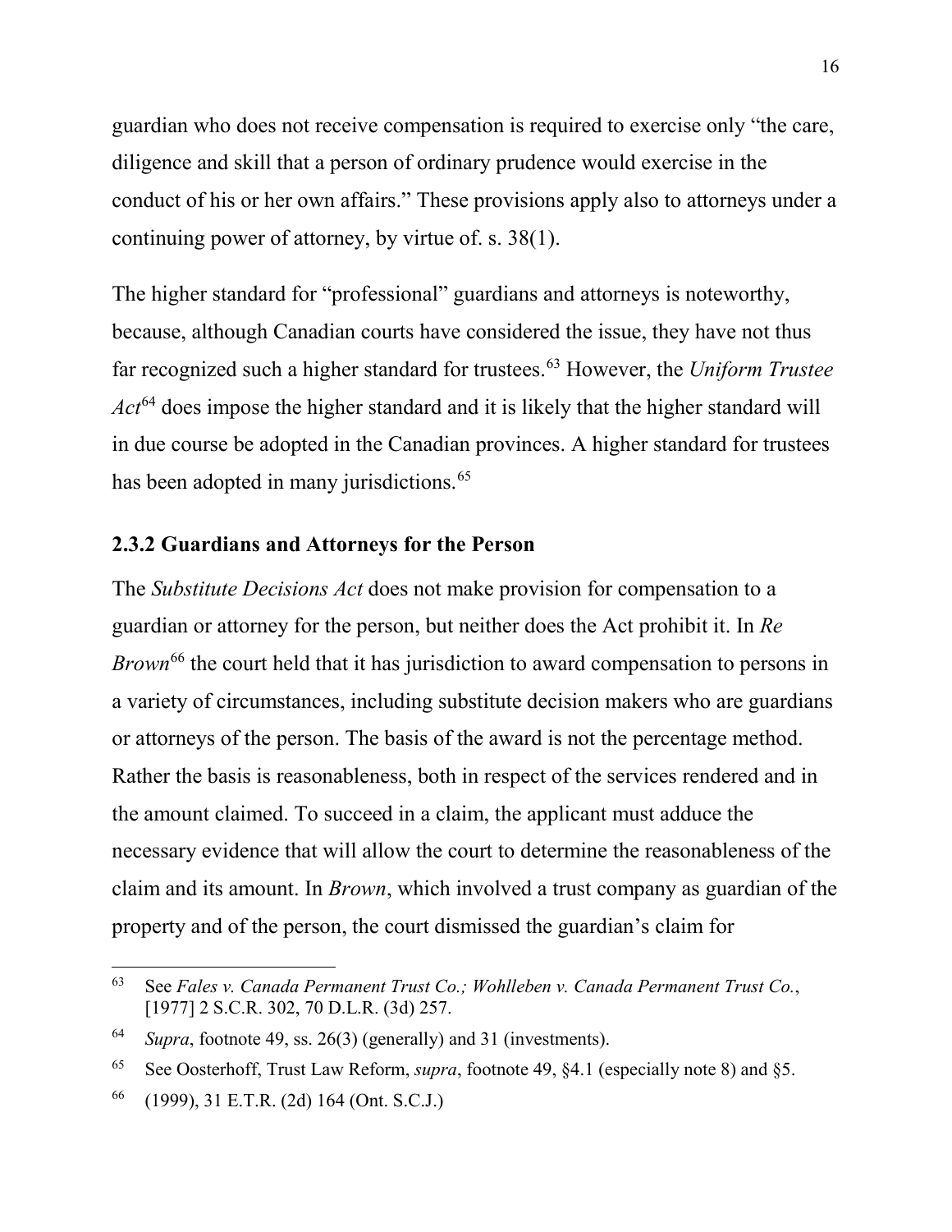guardian who does not receive compensation is required to exercise only "the care, diligence and skill that a person of ordinary prudence would exercise in the conduct of his or her own affairs." These provisions apply also to attorneys under a continuing power of attorney, by virtue of. s. 38(1).

The higher standard for "professional" guardians and attorneys is noteworthy, because, although Canadian courts have considered the issue, they have not thus far recognized such a higher standard for trustees.[63] However, the *Uniform Trustee Act*[64] does impose the higher standard and it is likely that the higher standard will in due course be adopted in the Canadian provinces. A higher standard for trustees has been adopted in many jurisdictions.[65]

### 2.3.2 Guardians and Attorneys for the Person

The *Substitute Decisions Act* does not make provision for compensation to a guardian or attorney for the person, but neither does the Act prohibit it. In *Re Brown*[66] the court held that it has jurisdiction to award compensation to persons in a variety of circumstances, including substitute decision makers who are guardians or attorneys of the person. The basis of the award is not the percentage method. Rather the basis is reasonableness, both in respect of the services rendered and in the amount claimed. To succeed in a claim, the applicant must adduce the necessary evidence that will allow the court to determine the reasonableness of the claim and its amount. In *Brown*, which involved a trust company as guardian of the property and of the person, the court dismissed the guardian's claim for

---

[63] See *Fales v. Canada Permanent Trust Co.; Wohlleben v. Canada Permanent Trust Co.*, [1977] 2 S.C.R. 302, 70 D.L.R. (3d) 257.

[64] *Supra*, footnote 49, ss. 26(3) (generally) and 31 (investments).

[65] See Oosterhoff, Trust Law Reform, *supra*, footnote 49, §4.1 (especially note 8) and §5.

[66] (1999), 31 E.T.R. (2d) 164 (Ont. S.C.J.)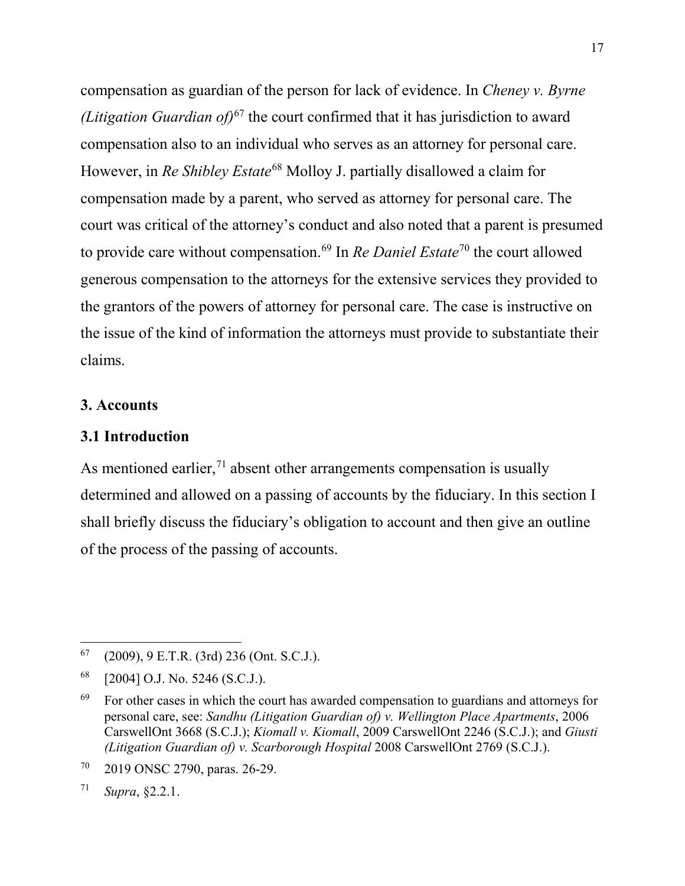compensation as guardian of the person for lack of evidence. In *Cheney v. Byrne (Litigation Guardian of)*[67] the court confirmed that it has jurisdiction to award compensation also to an individual who serves as an attorney for personal care. However, in *Re Shibley Estate*[68] Molloy J. partially disallowed a claim for compensation made by a parent, who served as attorney for personal care. The court was critical of the attorney's conduct and also noted that a parent is presumed to provide care without compensation.[69] In *Re Daniel Estate*[70] the court allowed generous compensation to the attorneys for the extensive services they provided to the grantors of the powers of attorney for personal care. The case is instructive on the issue of the kind of information the attorneys must provide to substantiate their claims.

## 3. Accounts

### 3.1 Introduction

As mentioned earlier,[71] absent other arrangements compensation is usually determined and allowed on a passing of accounts by the fiduciary. In this section I shall briefly discuss the fiduciary's obligation to account and then give an outline of the process of the passing of accounts.

---

[67] (2009), 9 E.T.R. (3rd) 236 (Ont. S.C.J.).

[68] [2004] O.J. No. 5246 (S.C.J.).

[69] For other cases in which the court has awarded compensation to guardians and attorneys for personal care, see: *Sandhu (Litigation Guardian of) v. Wellington Place Apartments*, 2006 CarswellOnt 3668 (S.C.J.); *Kiomall v. Kiomall*, 2009 CarswellOnt 2246 (S.C.J.); and *Giusti (Litigation Guardian of) v. Scarborough Hospital* 2008 CarswellOnt 2769 (S.C.J.).

[70] 2019 ONSC 2790, paras. 26-29.

[71] *Supra*, §2.2.1.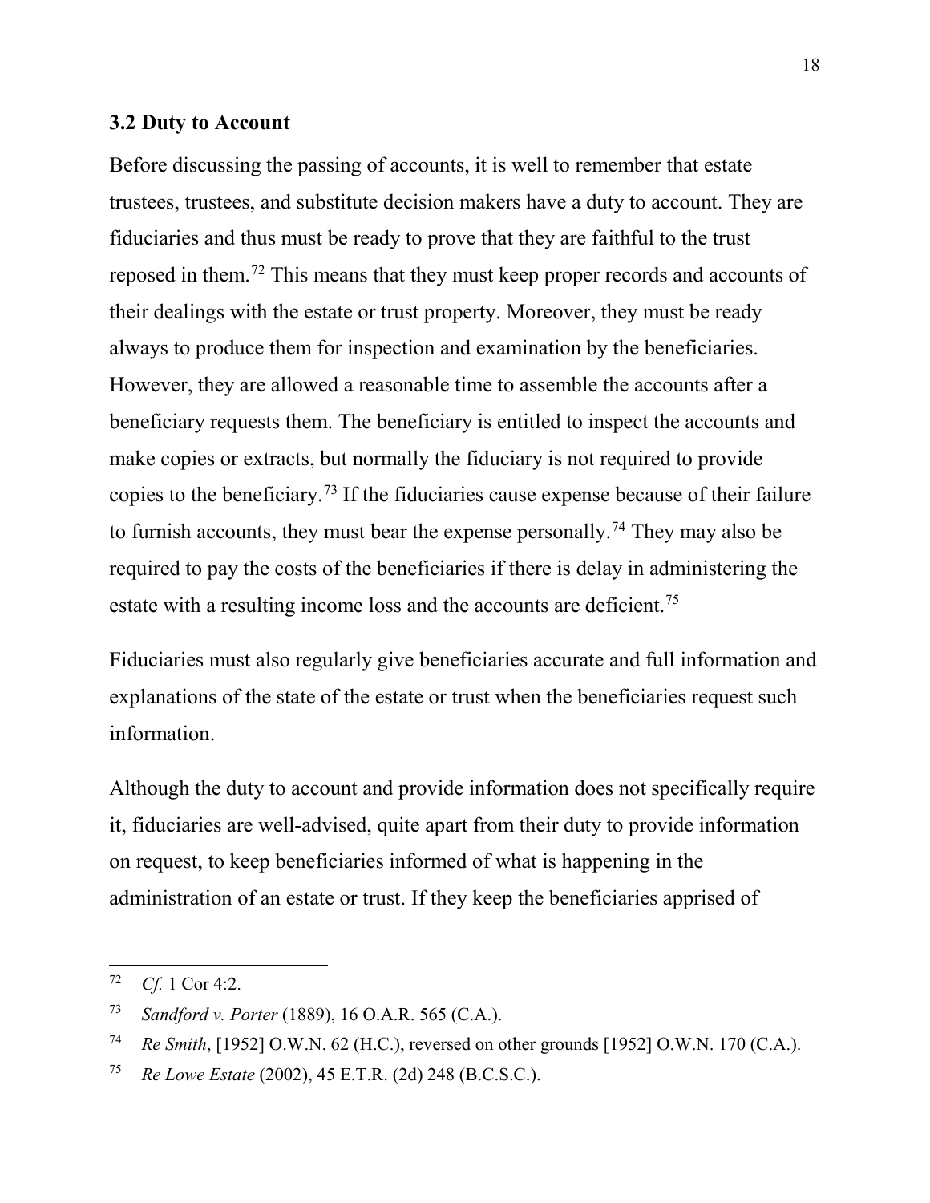### 3.2 Duty to Account

Before discussing the passing of accounts, it is well to remember that estate trustees, trustees, and substitute decision makers have a duty to account. They are fiduciaries and thus must be ready to prove that they are faithful to the trust reposed in them.[72] This means that they must keep proper records and accounts of their dealings with the estate or trust property. Moreover, they must be ready always to produce them for inspection and examination by the beneficiaries. However, they are allowed a reasonable time to assemble the accounts after a beneficiary requests them. The beneficiary is entitled to inspect the accounts and make copies or extracts, but normally the fiduciary is not required to provide copies to the beneficiary.[73] If the fiduciaries cause expense because of their failure to furnish accounts, they must bear the expense personally.[74] They may also be required to pay the costs of the beneficiaries if there is delay in administering the estate with a resulting income loss and the accounts are deficient.[75]

Fiduciaries must also regularly give beneficiaries accurate and full information and explanations of the state of the estate or trust when the beneficiaries request such information.

Although the duty to account and provide information does not specifically require it, fiduciaries are well-advised, quite apart from their duty to provide information on request, to keep beneficiaries informed of what is happening in the administration of an estate or trust. If they keep the beneficiaries apprised of

---

[72] *Cf.* 1 Cor 4:2.

[73] *Sandford v. Porter* (1889), 16 O.A.R. 565 (C.A.).

[74] *Re Smith*, [1952] O.W.N. 62 (H.C.), reversed on other grounds [1952] O.W.N. 170 (C.A.).

[75] *Re Lowe Estate* (2002), 45 E.T.R. (2d) 248 (B.C.S.C.).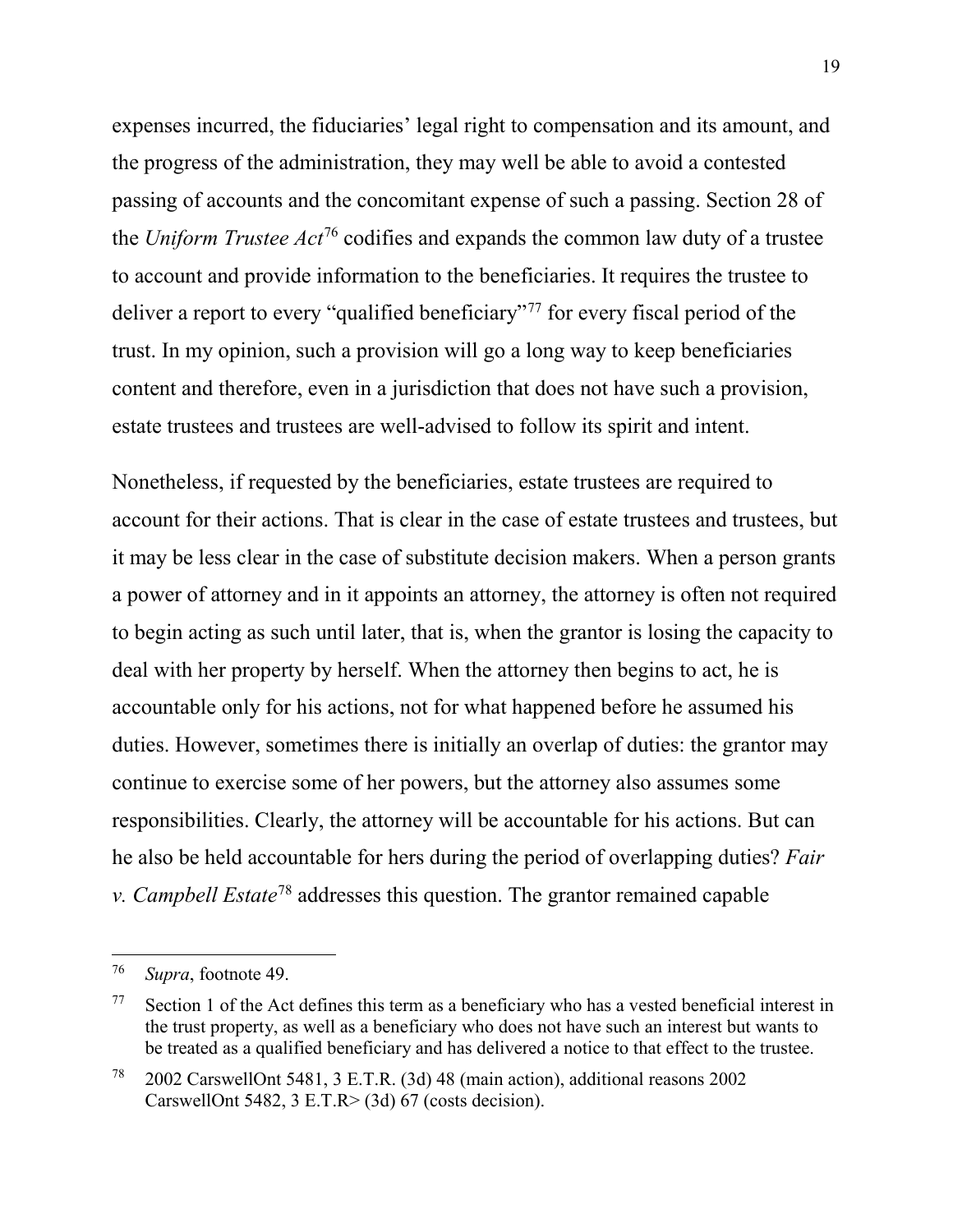expenses incurred, the fiduciaries' legal right to compensation and its amount, and the progress of the administration, they may well be able to avoid a contested passing of accounts and the concomitant expense of such a passing. Section 28 of the *Uniform Trustee Act*[76] codifies and expands the common law duty of a trustee to account and provide information to the beneficiaries. It requires the trustee to deliver a report to every "qualified beneficiary"[77] for every fiscal period of the trust. In my opinion, such a provision will go a long way to keep beneficiaries content and therefore, even in a jurisdiction that does not have such a provision, estate trustees and trustees are well-advised to follow its spirit and intent.

Nonetheless, if requested by the beneficiaries, estate trustees are required to account for their actions. That is clear in the case of estate trustees and trustees, but it may be less clear in the case of substitute decision makers. When a person grants a power of attorney and in it appoints an attorney, the attorney is often not required to begin acting as such until later, that is, when the grantor is losing the capacity to deal with her property by herself. When the attorney then begins to act, he is accountable only for his actions, not for what happened before he assumed his duties. However, sometimes there is initially an overlap of duties: the grantor may continue to exercise some of her powers, but the attorney also assumes some responsibilities. Clearly, the attorney will be accountable for his actions. But can he also be held accountable for hers during the period of overlapping duties? *Fair v. Campbell Estate*[78] addresses this question. The grantor remained capable

---

[76] *Supra*, footnote 49.

[77] Section 1 of the Act defines this term as a beneficiary who has a vested beneficial interest in the trust property, as well as a beneficiary who does not have such an interest but wants to be treated as a qualified beneficiary and has delivered a notice to that effect to the trustee.

[78] 2002 CarswellOnt 5481, 3 E.T.R. (3d) 48 (main action), additional reasons 2002 CarswellOnt 5482, 3 E.T.R> (3d) 67 (costs decision).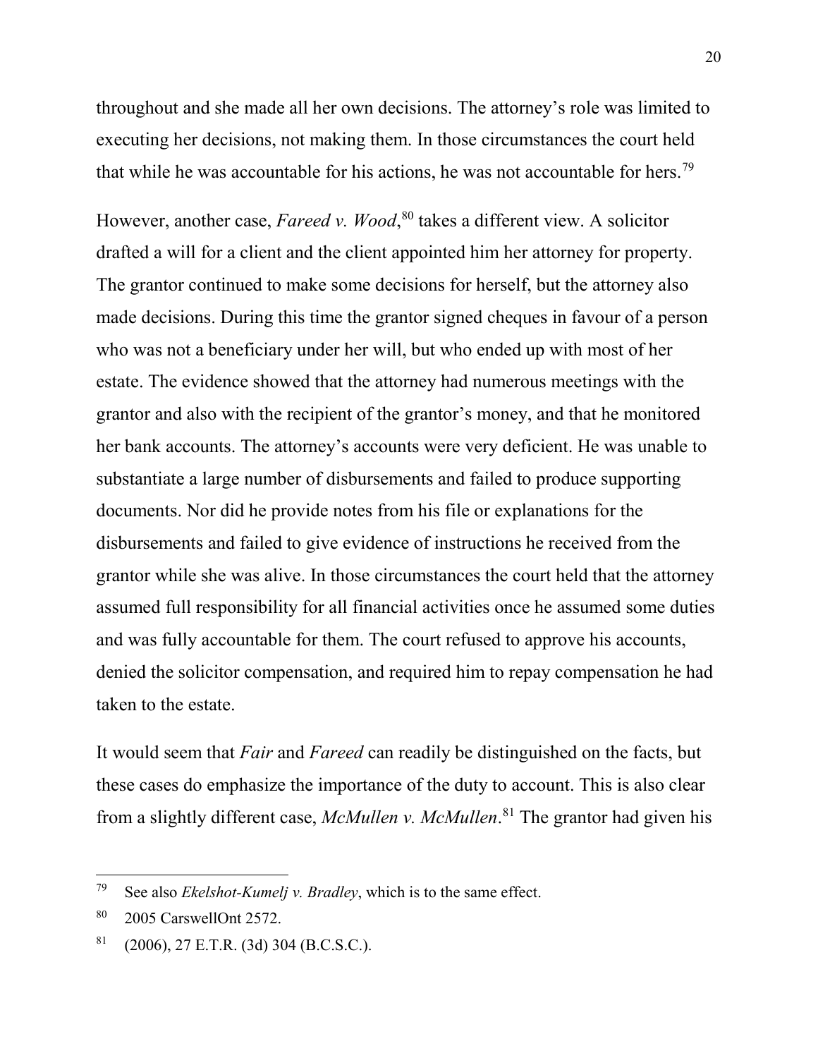throughout and she made all her own decisions. The attorney's role was limited to executing her decisions, not making them. In those circumstances the court held that while he was accountable for his actions, he was not accountable for hers.[79]

However, another case, *Fareed v. Wood*,[80] takes a different view. A solicitor drafted a will for a client and the client appointed him her attorney for property. The grantor continued to make some decisions for herself, but the attorney also made decisions. During this time the grantor signed cheques in favour of a person who was not a beneficiary under her will, but who ended up with most of her estate. The evidence showed that the attorney had numerous meetings with the grantor and also with the recipient of the grantor's money, and that he monitored her bank accounts. The attorney's accounts were very deficient. He was unable to substantiate a large number of disbursements and failed to produce supporting documents. Nor did he provide notes from his file or explanations for the disbursements and failed to give evidence of instructions he received from the grantor while she was alive. In those circumstances the court held that the attorney assumed full responsibility for all financial activities once he assumed some duties and was fully accountable for them. The court refused to approve his accounts, denied the solicitor compensation, and required him to repay compensation he had taken to the estate.

It would seem that *Fair* and *Fareed* can readily be distinguished on the facts, but these cases do emphasize the importance of the duty to account. This is also clear from a slightly different case, *McMullen v. McMullen*.[81] The grantor had given his

---

[79] See also *Ekelshot-Kumelj v. Bradley*, which is to the same effect.

[80] 2005 CarswellOnt 2572.

[81] (2006), 27 E.T.R. (3d) 304 (B.C.S.C.).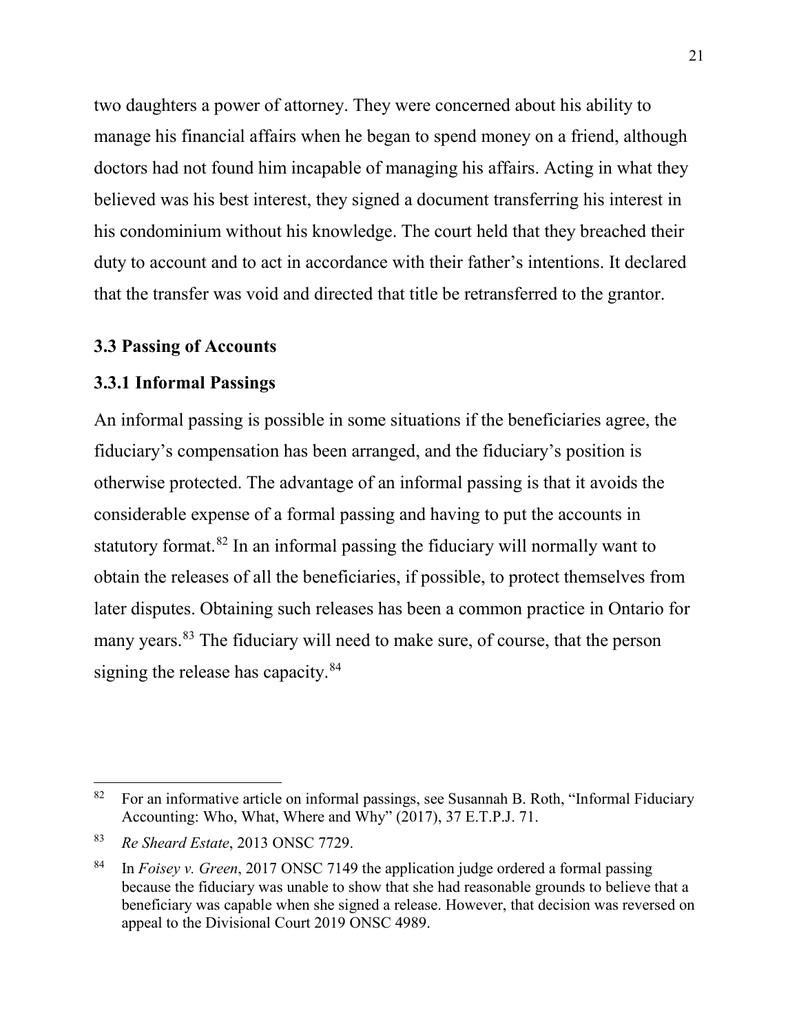two daughters a power of attorney. They were concerned about his ability to manage his financial affairs when he began to spend money on a friend, although doctors had not found him incapable of managing his affairs. Acting in what they believed was his best interest, they signed a document transferring his interest in his condominium without his knowledge. The court held that they breached their duty to account and to act in accordance with their father's intentions. It declared that the transfer was void and directed that title be retransferred to the grantor.

### 3.3 Passing of Accounts

#### 3.3.1 Informal Passings

An informal passing is possible in some situations if the beneficiaries agree, the fiduciary's compensation has been arranged, and the fiduciary's position is otherwise protected. The advantage of an informal passing is that it avoids the considerable expense of a formal passing and having to put the accounts in statutory format.[82] In an informal passing the fiduciary will normally want to obtain the releases of all the beneficiaries, if possible, to protect themselves from later disputes. Obtaining such releases has been a common practice in Ontario for many years.[83] The fiduciary will need to make sure, of course, that the person signing the release has capacity.[84]

---

[82] For an informative article on informal passings, see Susannah B. Roth, "Informal Fiduciary Accounting: Who, What, Where and Why" (2017), 37 E.T.P.J. 71.

[83] *Re Sheard Estate*, 2013 ONSC 7729.

[84] In *Foisey v. Green*, 2017 ONSC 7149 the application judge ordered a formal passing because the fiduciary was unable to show that she had reasonable grounds to believe that a beneficiary was capable when she signed a release. However, that decision was reversed on appeal to the Divisional Court 2019 ONSC 4989.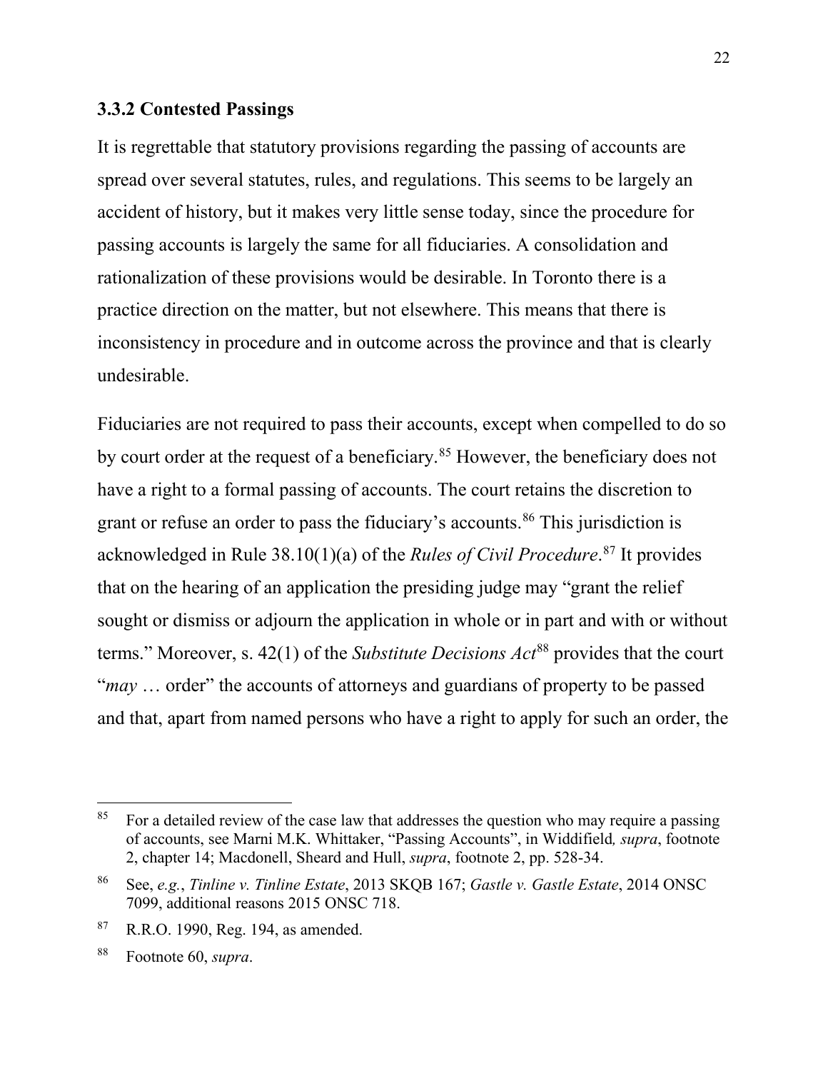### 3.3.2 Contested Passings

It is regrettable that statutory provisions regarding the passing of accounts are spread over several statutes, rules, and regulations. This seems to be largely an accident of history, but it makes very little sense today, since the procedure for passing accounts is largely the same for all fiduciaries. A consolidation and rationalization of these provisions would be desirable. In Toronto there is a practice direction on the matter, but not elsewhere. This means that there is inconsistency in procedure and in outcome across the province and that is clearly undesirable.

Fiduciaries are not required to pass their accounts, except when compelled to do so by court order at the request of a beneficiary.[85] However, the beneficiary does not have a right to a formal passing of accounts. The court retains the discretion to grant or refuse an order to pass the fiduciary's accounts.[86] This jurisdiction is acknowledged in Rule 38.10(1)(a) of the *Rules of Civil Procedure*.[87] It provides that on the hearing of an application the presiding judge may "grant the relief sought or dismiss or adjourn the application in whole or in part and with or without terms." Moreover, s. 42(1) of the *Substitute Decisions Act*[88] provides that the court "*may* … order" the accounts of attorneys and guardians of property to be passed and that, apart from named persons who have a right to apply for such an order, the

---

[85] For a detailed review of the case law that addresses the question who may require a passing of accounts, see Marni M.K. Whittaker, "Passing Accounts", in Widdifield*, supra*, footnote 2, chapter 14; Macdonell, Sheard and Hull, *supra*, footnote 2, pp. 528-34.

[86] See, *e.g.*, *Tinline v. Tinline Estate*, 2013 SKQB 167; *Gastle v. Gastle Estate*, 2014 ONSC 7099, additional reasons 2015 ONSC 718.

[87] R.R.O. 1990, Reg. 194, as amended.

[88] Footnote 60, *supra*.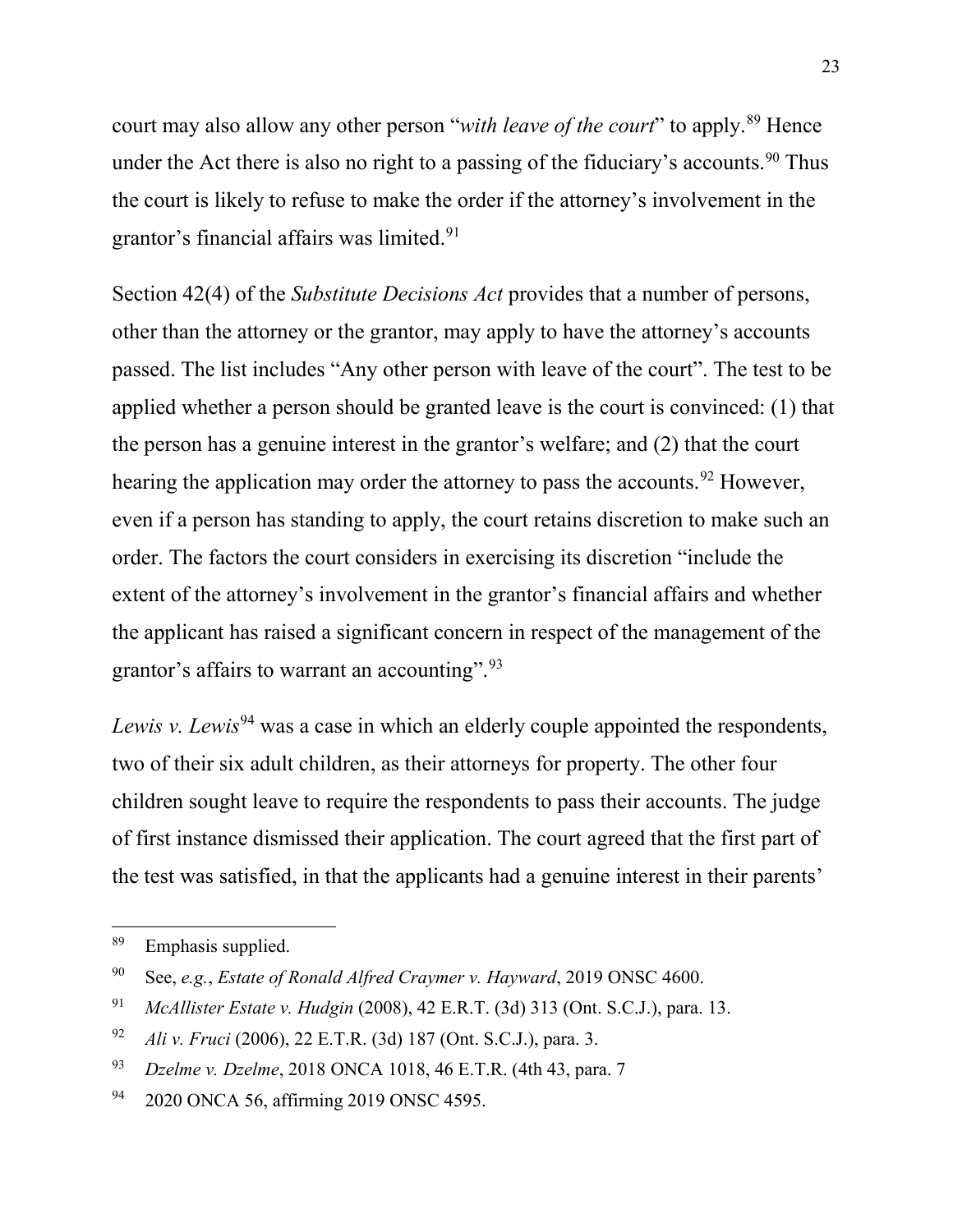court may also allow any other person "*with leave of the court*" to apply.[89] Hence under the Act there is also no right to a passing of the fiduciary's accounts.[90] Thus the court is likely to refuse to make the order if the attorney's involvement in the grantor's financial affairs was limited.[91]

Section 42(4) of the *Substitute Decisions Act* provides that a number of persons, other than the attorney or the grantor, may apply to have the attorney's accounts passed. The list includes "Any other person with leave of the court". The test to be applied whether a person should be granted leave is the court is convinced: (1) that the person has a genuine interest in the grantor's welfare; and (2) that the court hearing the application may order the attorney to pass the accounts.[92] However, even if a person has standing to apply, the court retains discretion to make such an order. The factors the court considers in exercising its discretion "include the extent of the attorney's involvement in the grantor's financial affairs and whether the applicant has raised a significant concern in respect of the management of the grantor's affairs to warrant an accounting".[93]

*Lewis v. Lewis*[94] was a case in which an elderly couple appointed the respondents, two of their six adult children, as their attorneys for property. The other four children sought leave to require the respondents to pass their accounts. The judge of first instance dismissed their application. The court agreed that the first part of the test was satisfied, in that the applicants had a genuine interest in their parents'

---

[89] Emphasis supplied.

[90] See, *e.g.*, *Estate of Ronald Alfred Craymer v. Hayward*, 2019 ONSC 4600.

[91] *McAllister Estate v. Hudgin* (2008), 42 E.R.T. (3d) 313 (Ont. S.C.J.), para. 13.

[92] *Ali v. Fruci* (2006), 22 E.T.R. (3d) 187 (Ont. S.C.J.), para. 3.

[93] *Dzelme v. Dzelme*, 2018 ONCA 1018, 46 E.T.R. (4th 43, para. 7

[94] 2020 ONCA 56, affirming 2019 ONSC 4595.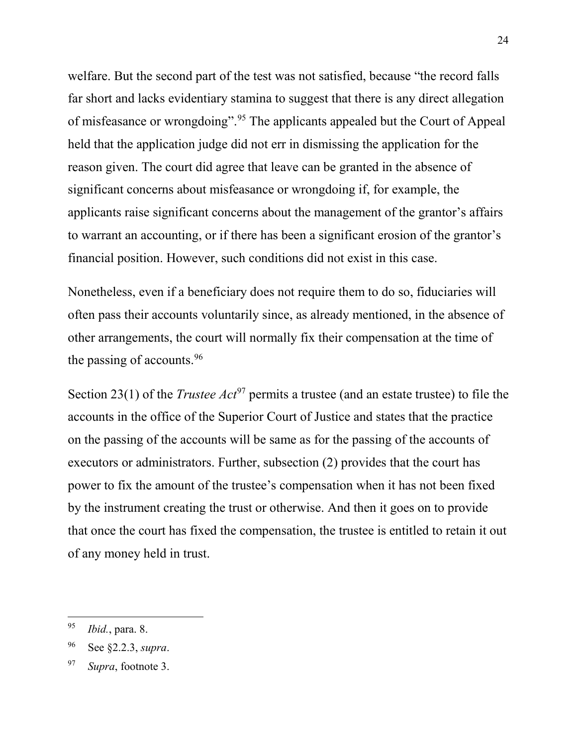welfare. But the second part of the test was not satisfied, because "the record falls far short and lacks evidentiary stamina to suggest that there is any direct allegation of misfeasance or wrongdoing".[95] The applicants appealed but the Court of Appeal held that the application judge did not err in dismissing the application for the reason given. The court did agree that leave can be granted in the absence of significant concerns about misfeasance or wrongdoing if, for example, the applicants raise significant concerns about the management of the grantor's affairs to warrant an accounting, or if there has been a significant erosion of the grantor's financial position. However, such conditions did not exist in this case.

Nonetheless, even if a beneficiary does not require them to do so, fiduciaries will often pass their accounts voluntarily since, as already mentioned, in the absence of other arrangements, the court will normally fix their compensation at the time of the passing of accounts.[96]

Section 23(1) of the *Trustee Act*[97] permits a trustee (and an estate trustee) to file the accounts in the office of the Superior Court of Justice and states that the practice on the passing of the accounts will be same as for the passing of the accounts of executors or administrators. Further, subsection (2) provides that the court has power to fix the amount of the trustee's compensation when it has not been fixed by the instrument creating the trust or otherwise. And then it goes on to provide that once the court has fixed the compensation, the trustee is entitled to retain it out of any money held in trust.

---

[95] *Ibid.*, para. 8.

[96] See §2.2.3, *supra*.

[97] *Supra*, footnote 3.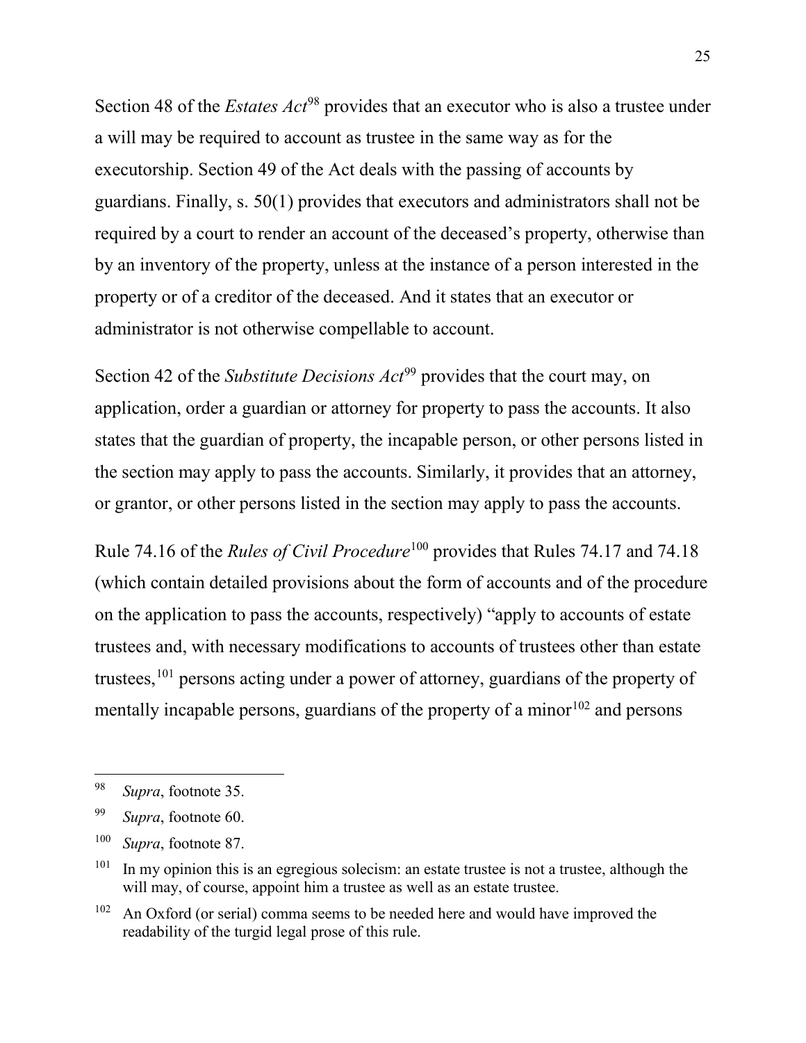Section 48 of the *Estates Act*[98] provides that an executor who is also a trustee under a will may be required to account as trustee in the same way as for the executorship. Section 49 of the Act deals with the passing of accounts by guardians. Finally, s. 50(1) provides that executors and administrators shall not be required by a court to render an account of the deceased's property, otherwise than by an inventory of the property, unless at the instance of a person interested in the property or of a creditor of the deceased. And it states that an executor or administrator is not otherwise compellable to account.

Section 42 of the *Substitute Decisions Act*[99] provides that the court may, on application, order a guardian or attorney for property to pass the accounts. It also states that the guardian of property, the incapable person, or other persons listed in the section may apply to pass the accounts. Similarly, it provides that an attorney, or grantor, or other persons listed in the section may apply to pass the accounts.

Rule 74.16 of the *Rules of Civil Procedure*[100] provides that Rules 74.17 and 74.18 (which contain detailed provisions about the form of accounts and of the procedure on the application to pass the accounts, respectively) "apply to accounts of estate trustees and, with necessary modifications to accounts of trustees other than estate trustees,[101] persons acting under a power of attorney, guardians of the property of mentally incapable persons, guardians of the property of a minor[102] and persons

---

[98] *Supra*, footnote 35.

[99] *Supra*, footnote 60.

[100] *Supra*, footnote 87.

[101] In my opinion this is an egregious solecism: an estate trustee is not a trustee, although the will may, of course, appoint him a trustee as well as an estate trustee.

[102] An Oxford (or serial) comma seems to be needed here and would have improved the readability of the turgid legal prose of this rule.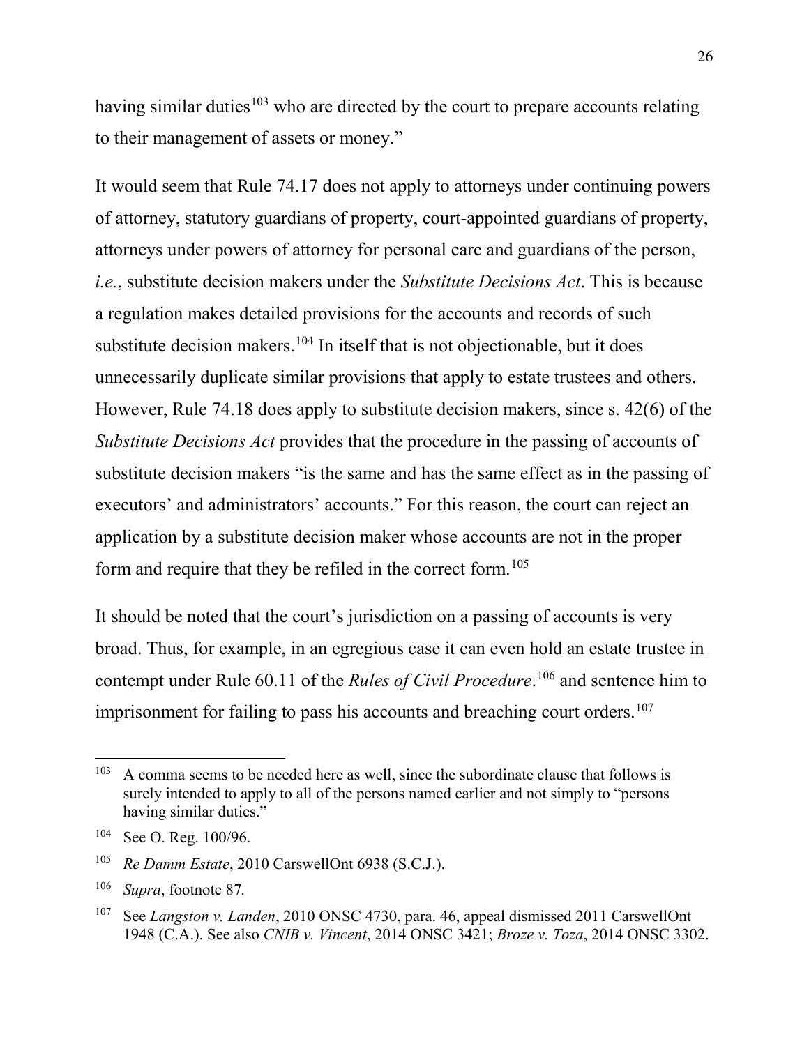having similar duties[103] who are directed by the court to prepare accounts relating to their management of assets or money."

It would seem that Rule 74.17 does not apply to attorneys under continuing powers of attorney, statutory guardians of property, court-appointed guardians of property, attorneys under powers of attorney for personal care and guardians of the person, *i.e.*, substitute decision makers under the *Substitute Decisions Act*. This is because a regulation makes detailed provisions for the accounts and records of such substitute decision makers.[104] In itself that is not objectionable, but it does unnecessarily duplicate similar provisions that apply to estate trustees and others. However, Rule 74.18 does apply to substitute decision makers, since s. 42(6) of the *Substitute Decisions Act* provides that the procedure in the passing of accounts of substitute decision makers "is the same and has the same effect as in the passing of executors' and administrators' accounts." For this reason, the court can reject an application by a substitute decision maker whose accounts are not in the proper form and require that they be refiled in the correct form.[105]

It should be noted that the court's jurisdiction on a passing of accounts is very broad. Thus, for example, in an egregious case it can even hold an estate trustee in contempt under Rule 60.11 of the *Rules of Civil Procedure*.[106] and sentence him to imprisonment for failing to pass his accounts and breaching court orders.[107]

---

[103] A comma seems to be needed here as well, since the subordinate clause that follows is surely intended to apply to all of the persons named earlier and not simply to "persons having similar duties."

[104] See O. Reg. 100/96.

[105] *Re Damm Estate*, 2010 CarswellOnt 6938 (S.C.J.).

[106] *Supra*, footnote 87.

[107] See *Langston v. Landen*, 2010 ONSC 4730, para. 46, appeal dismissed 2011 CarswellOnt 1948 (C.A.). See also *CNIB v. Vincent*, 2014 ONSC 3421; *Broze v. Toza*, 2014 ONSC 3302.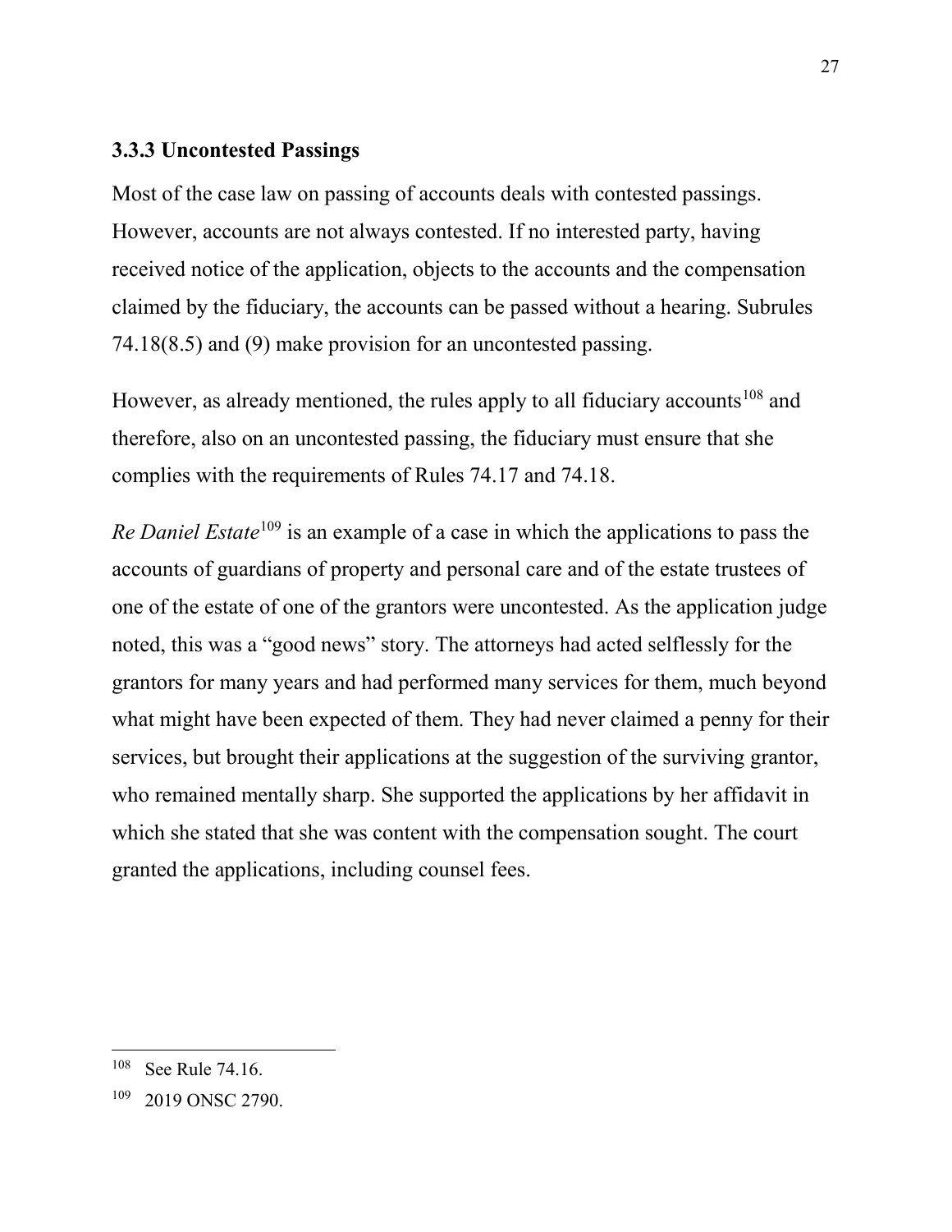### 3.3.3 Uncontested Passings

Most of the case law on passing of accounts deals with contested passings. However, accounts are not always contested. If no interested party, having received notice of the application, objects to the accounts and the compensation claimed by the fiduciary, the accounts can be passed without a hearing. Subrules 74.18(8.5) and (9) make provision for an uncontested passing.

However, as already mentioned, the rules apply to all fiduciary accounts[108] and therefore, also on an uncontested passing, the fiduciary must ensure that she complies with the requirements of Rules 74.17 and 74.18.

*Re Daniel Estate*[109] is an example of a case in which the applications to pass the accounts of guardians of property and personal care and of the estate trustees of one of the estate of one of the grantors were uncontested. As the application judge noted, this was a "good news" story. The attorneys had acted selflessly for the grantors for many years and had performed many services for them, much beyond what might have been expected of them. They had never claimed a penny for their services, but brought their applications at the suggestion of the surviving grantor, who remained mentally sharp. She supported the applications by her affidavit in which she stated that she was content with the compensation sought. The court granted the applications, including counsel fees.

---

[108] See Rule 74.16.

[109] 2019 ONSC 2790.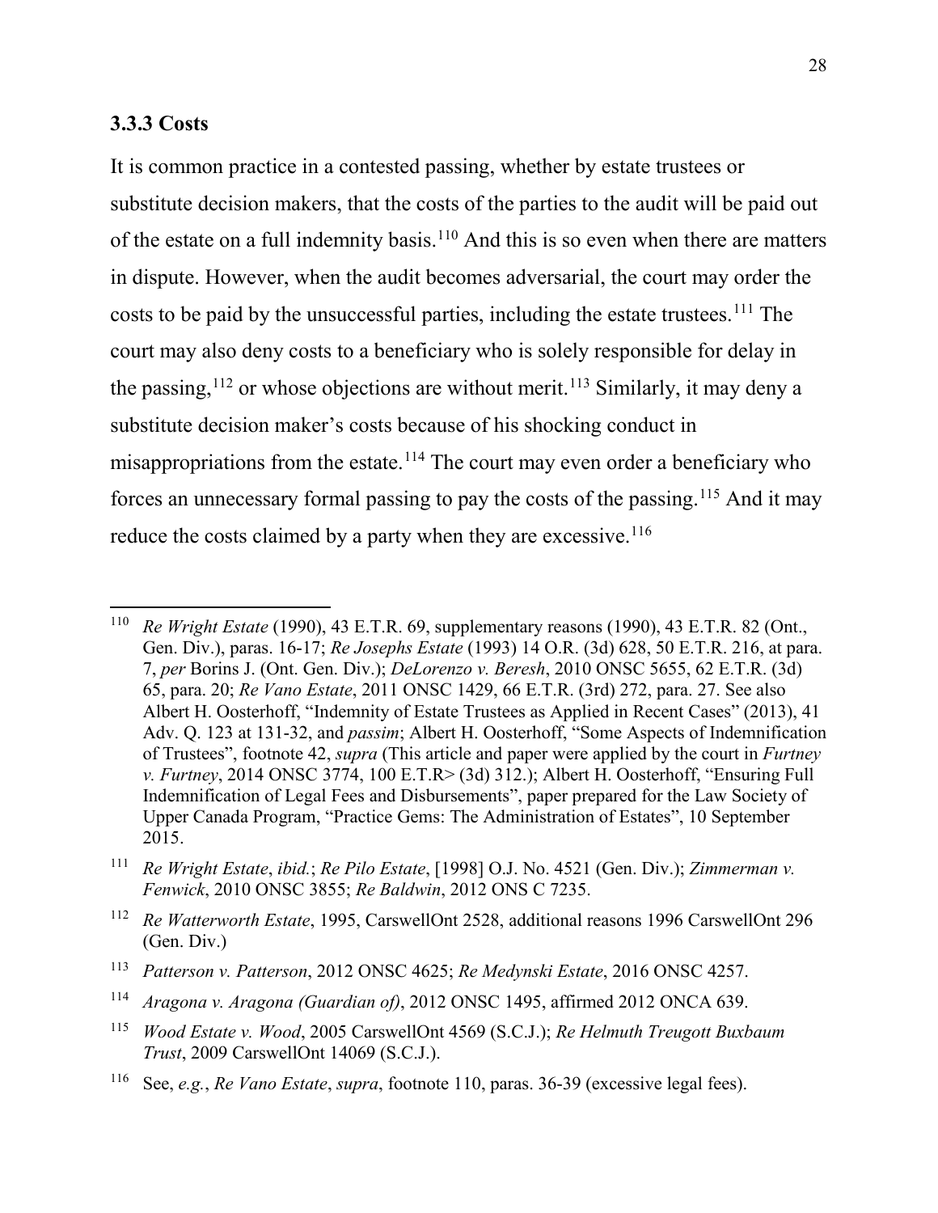### 3.3.3 Costs

It is common practice in a contested passing, whether by estate trustees or substitute decision makers, that the costs of the parties to the audit will be paid out of the estate on a full indemnity basis.[110] And this is so even when there are matters in dispute. However, when the audit becomes adversarial, the court may order the costs to be paid by the unsuccessful parties, including the estate trustees.[111] The court may also deny costs to a beneficiary who is solely responsible for delay in the passing,[112] or whose objections are without merit.[113] Similarly, it may deny a substitute decision maker's costs because of his shocking conduct in misappropriations from the estate.[114] The court may even order a beneficiary who forces an unnecessary formal passing to pay the costs of the passing.[115] And it may reduce the costs claimed by a party when they are excessive.[116]

---

[110] *Re Wright Estate* (1990), 43 E.T.R. 69, supplementary reasons (1990), 43 E.T.R. 82 (Ont., Gen. Div.), paras. 16-17; *Re Josephs Estate* (1993) 14 O.R. (3d) 628, 50 E.T.R. 216, at para. 7, *per* Borins J. (Ont. Gen. Div.); *DeLorenzo v. Beresh*, 2010 ONSC 5655, 62 E.T.R. (3d) 65, para. 20; *Re Vano Estate*, 2011 ONSC 1429, 66 E.T.R. (3rd) 272, para. 27. See also Albert H. Oosterhoff, "Indemnity of Estate Trustees as Applied in Recent Cases" (2013), 41 Adv. Q. 123 at 131-32, and *passim*; Albert H. Oosterhoff, "Some Aspects of Indemnification of Trustees", footnote 42, *supra* (This article and paper were applied by the court in *Furtney v. Furtney*, 2014 ONSC 3774, 100 E.T.R> (3d) 312.); Albert H. Oosterhoff, "Ensuring Full Indemnification of Legal Fees and Disbursements", paper prepared for the Law Society of Upper Canada Program, "Practice Gems: The Administration of Estates", 10 September 2015.

[111] *Re Wright Estate*, *ibid.*; *Re Pilo Estate*, [1998] O.J. No. 4521 (Gen. Div.); *Zimmerman v. Fenwick*, 2010 ONSC 3855; *Re Baldwin*, 2012 ONS C 7235.

[112] *Re Watterworth Estate*, 1995, CarswellOnt 2528, additional reasons 1996 CarswellOnt 296 (Gen. Div.)

[113] *Patterson v. Patterson*, 2012 ONSC 4625; *Re Medynski Estate*, 2016 ONSC 4257.

[114] *Aragona v. Aragona (Guardian of)*, 2012 ONSC 1495, affirmed 2012 ONCA 639.

[115] *Wood Estate v. Wood*, 2005 CarswellOnt 4569 (S.C.J.); *Re Helmuth Treugott Buxbaum Trust*, 2009 CarswellOnt 14069 (S.C.J.).

[116] See, *e.g.*, *Re Vano Estate*, *supra*, footnote 110, paras. 36-39 (excessive legal fees).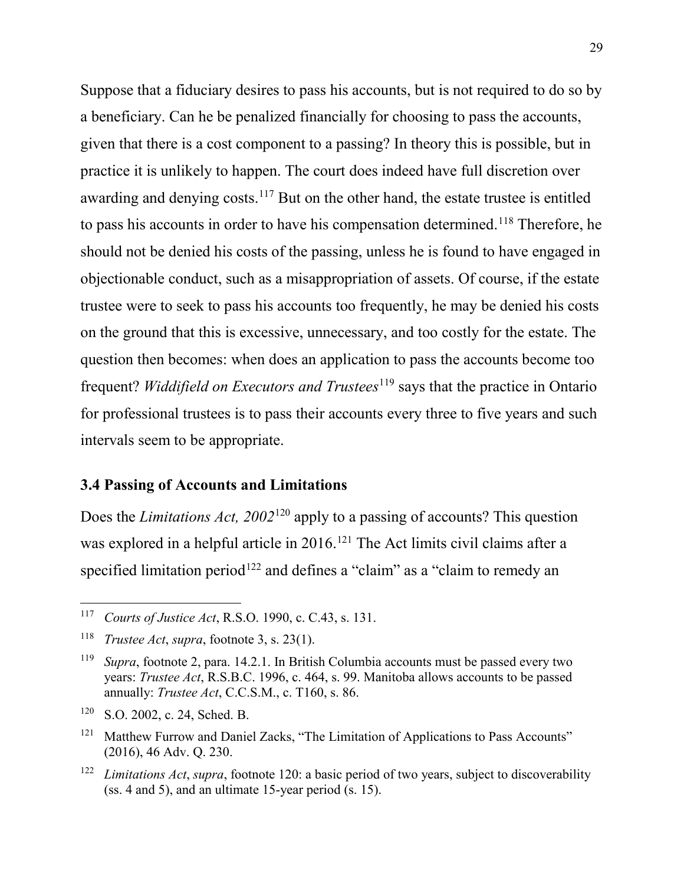Suppose that a fiduciary desires to pass his accounts, but is not required to do so by a beneficiary. Can he be penalized financially for choosing to pass the accounts, given that there is a cost component to a passing? In theory this is possible, but in practice it is unlikely to happen. The court does indeed have full discretion over awarding and denying costs.[117] But on the other hand, the estate trustee is entitled to pass his accounts in order to have his compensation determined.[118] Therefore, he should not be denied his costs of the passing, unless he is found to have engaged in objectionable conduct, such as a misappropriation of assets. Of course, if the estate trustee were to seek to pass his accounts too frequently, he may be denied his costs on the ground that this is excessive, unnecessary, and too costly for the estate. The question then becomes: when does an application to pass the accounts become too frequent? *Widdifield on Executors and Trustees*[119] says that the practice in Ontario for professional trustees is to pass their accounts every three to five years and such intervals seem to be appropriate.

### 3.4 Passing of Accounts and Limitations

Does the *Limitations Act, 2002*[120] apply to a passing of accounts? This question was explored in a helpful article in 2016.[121] The Act limits civil claims after a specified limitation period[122] and defines a "claim" as a "claim to remedy an

---

[117] *Courts of Justice Act*, R.S.O. 1990, c. C.43, s. 131.

[118] *Trustee Act*, *supra*, footnote 3, s. 23(1).

[119] *Supra*, footnote 2, para. 14.2.1. In British Columbia accounts must be passed every two years: *Trustee Act*, R.S.B.C. 1996, c. 464, s. 99. Manitoba allows accounts to be passed annually: *Trustee Act*, C.C.S.M., c. T160, s. 86.

[120] S.O. 2002, c. 24, Sched. B.

[121] Matthew Furrow and Daniel Zacks, "The Limitation of Applications to Pass Accounts" (2016), 46 Adv. Q. 230.

[122] *Limitations Act*, *supra*, footnote 120: a basic period of two years, subject to discoverability (ss. 4 and 5), and an ultimate 15-year period (s. 15).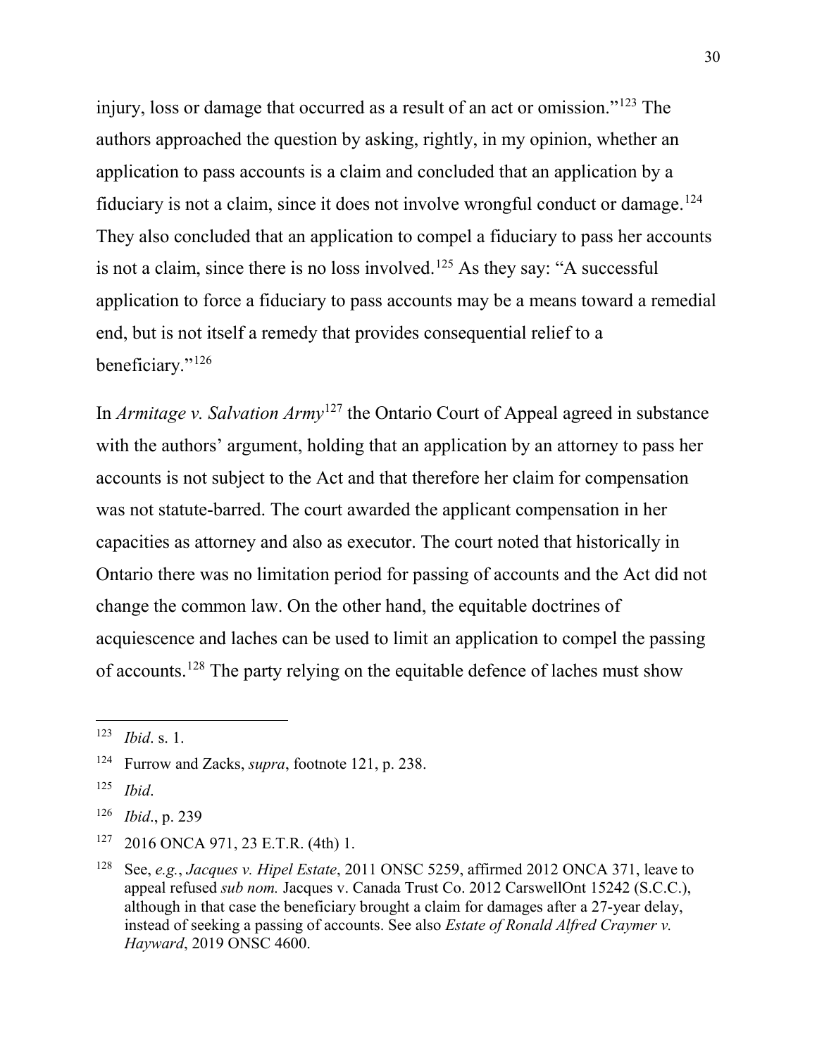injury, loss or damage that occurred as a result of an act or omission."[123] The authors approached the question by asking, rightly, in my opinion, whether an application to pass accounts is a claim and concluded that an application by a fiduciary is not a claim, since it does not involve wrongful conduct or damage.[124] They also concluded that an application to compel a fiduciary to pass her accounts is not a claim, since there is no loss involved.[125] As they say: "A successful application to force a fiduciary to pass accounts may be a means toward a remedial end, but is not itself a remedy that provides consequential relief to a beneficiary."[126]

In *Armitage v. Salvation Army*[127] the Ontario Court of Appeal agreed in substance with the authors' argument, holding that an application by an attorney to pass her accounts is not subject to the Act and that therefore her claim for compensation was not statute-barred. The court awarded the applicant compensation in her capacities as attorney and also as executor. The court noted that historically in Ontario there was no limitation period for passing of accounts and the Act did not change the common law. On the other hand, the equitable doctrines of acquiescence and laches can be used to limit an application to compel the passing of accounts.[128] The party relying on the equitable defence of laches must show

---

[123] *Ibid*. s. 1.

[124] Furrow and Zacks, *supra*, footnote 121, p. 238.

[125] *Ibid*.

[126] *Ibid*., p. 239

[127] 2016 ONCA 971, 23 E.T.R. (4th) 1.

[128] See, *e.g.*, *Jacques v. Hipel Estate*, 2011 ONSC 5259, affirmed 2012 ONCA 371, leave to appeal refused *sub nom.* Jacques v. Canada Trust Co. 2012 CarswellOnt 15242 (S.C.C.), although in that case the beneficiary brought a claim for damages after a 27-year delay, instead of seeking a passing of accounts. See also *Estate of Ronald Alfred Craymer v. Hayward*, 2019 ONSC 4600.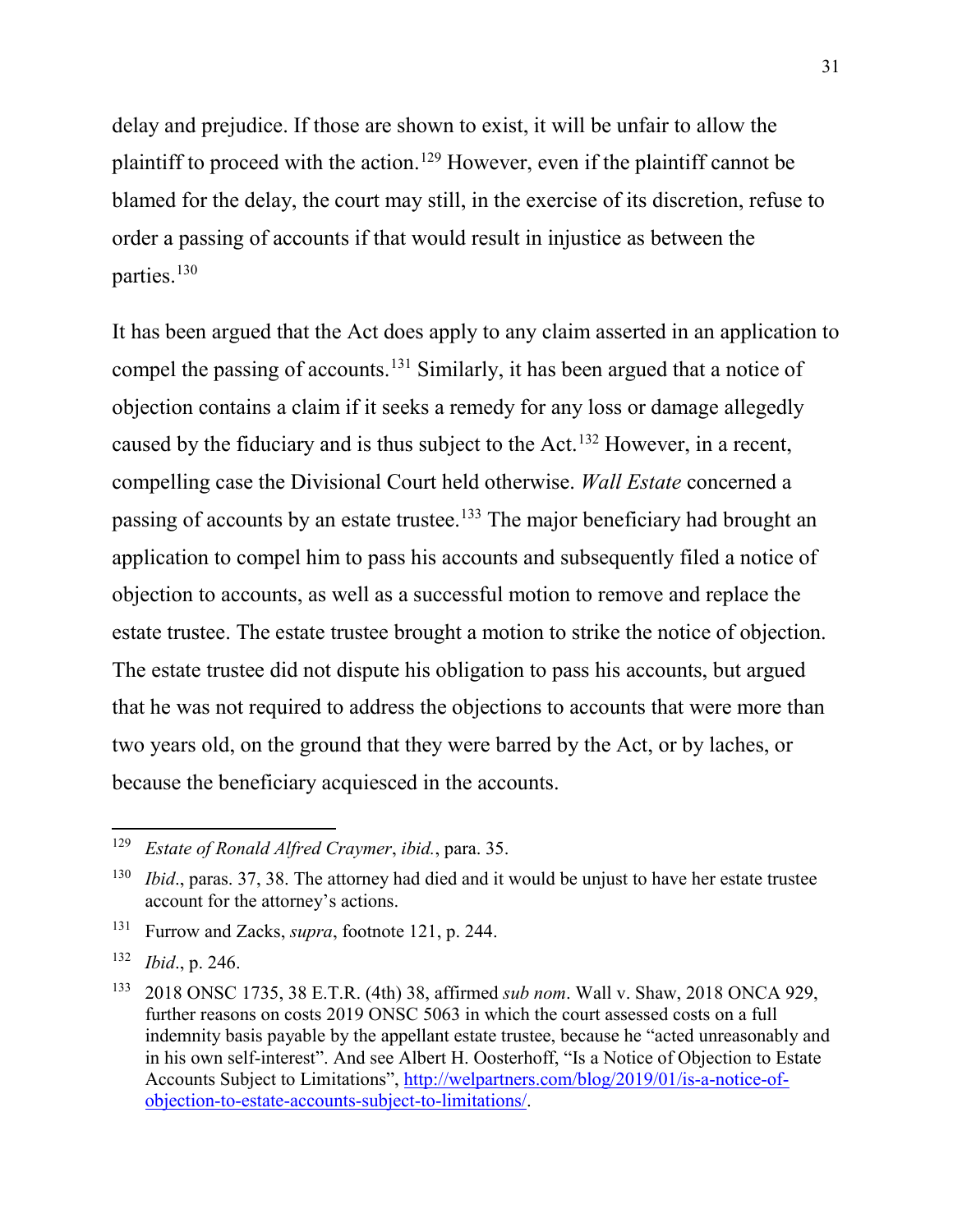delay and prejudice. If those are shown to exist, it will be unfair to allow the plaintiff to proceed with the action.[129] However, even if the plaintiff cannot be blamed for the delay, the court may still, in the exercise of its discretion, refuse to order a passing of accounts if that would result in injustice as between the parties.[130]

It has been argued that the Act does apply to any claim asserted in an application to compel the passing of accounts.[131] Similarly, it has been argued that a notice of objection contains a claim if it seeks a remedy for any loss or damage allegedly caused by the fiduciary and is thus subject to the Act.[132] However, in a recent, compelling case the Divisional Court held otherwise. *Wall Estate* concerned a passing of accounts by an estate trustee.[133] The major beneficiary had brought an application to compel him to pass his accounts and subsequently filed a notice of objection to accounts, as well as a successful motion to remove and replace the estate trustee. The estate trustee brought a motion to strike the notice of objection. The estate trustee did not dispute his obligation to pass his accounts, but argued that he was not required to address the objections to accounts that were more than two years old, on the ground that they were barred by the Act, or by laches, or because the beneficiary acquiesced in the accounts.

---

[129] *Estate of Ronald Alfred Craymer*, *ibid.*, para. 35.

[130] *Ibid*., paras. 37, 38. The attorney had died and it would be unjust to have her estate trustee account for the attorney's actions.

[131] Furrow and Zacks, *supra*, footnote 121, p. 244.

[132] *Ibid*., p. 246.

[133] 2018 ONSC 1735, 38 E.T.R. (4th) 38, affirmed *sub nom*. Wall v. Shaw, 2018 ONCA 929, further reasons on costs 2019 ONSC 5063 in which the court assessed costs on a full indemnity basis payable by the appellant estate trustee, because he "acted unreasonably and in his own self-interest". And see Albert H. Oosterhoff, "Is a Notice of Objection to Estate Accounts Subject to Limitations", http://welpartners.com/blog/2019/01/is-a-notice-of-objection-to-estate-accounts-subject-to-limitations/.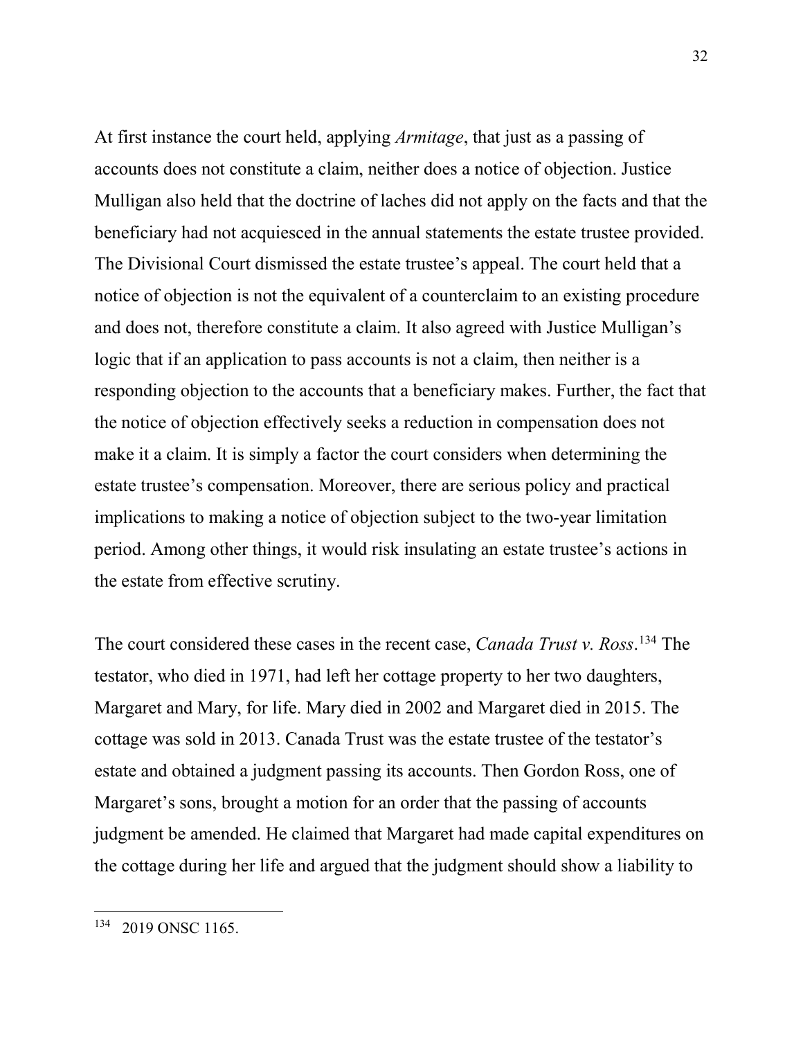At first instance the court held, applying *Armitage*, that just as a passing of accounts does not constitute a claim, neither does a notice of objection. Justice Mulligan also held that the doctrine of laches did not apply on the facts and that the beneficiary had not acquiesced in the annual statements the estate trustee provided. The Divisional Court dismissed the estate trustee's appeal. The court held that a notice of objection is not the equivalent of a counterclaim to an existing procedure and does not, therefore constitute a claim. It also agreed with Justice Mulligan's logic that if an application to pass accounts is not a claim, then neither is a responding objection to the accounts that a beneficiary makes. Further, the fact that the notice of objection effectively seeks a reduction in compensation does not make it a claim. It is simply a factor the court considers when determining the estate trustee's compensation. Moreover, there are serious policy and practical implications to making a notice of objection subject to the two-year limitation period. Among other things, it would risk insulating an estate trustee's actions in the estate from effective scrutiny.

The court considered these cases in the recent case, *Canada Trust v. Ross*.[134] The testator, who died in 1971, had left her cottage property to her two daughters, Margaret and Mary, for life. Mary died in 2002 and Margaret died in 2015. The cottage was sold in 2013. Canada Trust was the estate trustee of the testator's estate and obtained a judgment passing its accounts. Then Gordon Ross, one of Margaret's sons, brought a motion for an order that the passing of accounts judgment be amended. He claimed that Margaret had made capital expenditures on the cottage during her life and argued that the judgment should show a liability to

---

[134] 2019 ONSC 1165.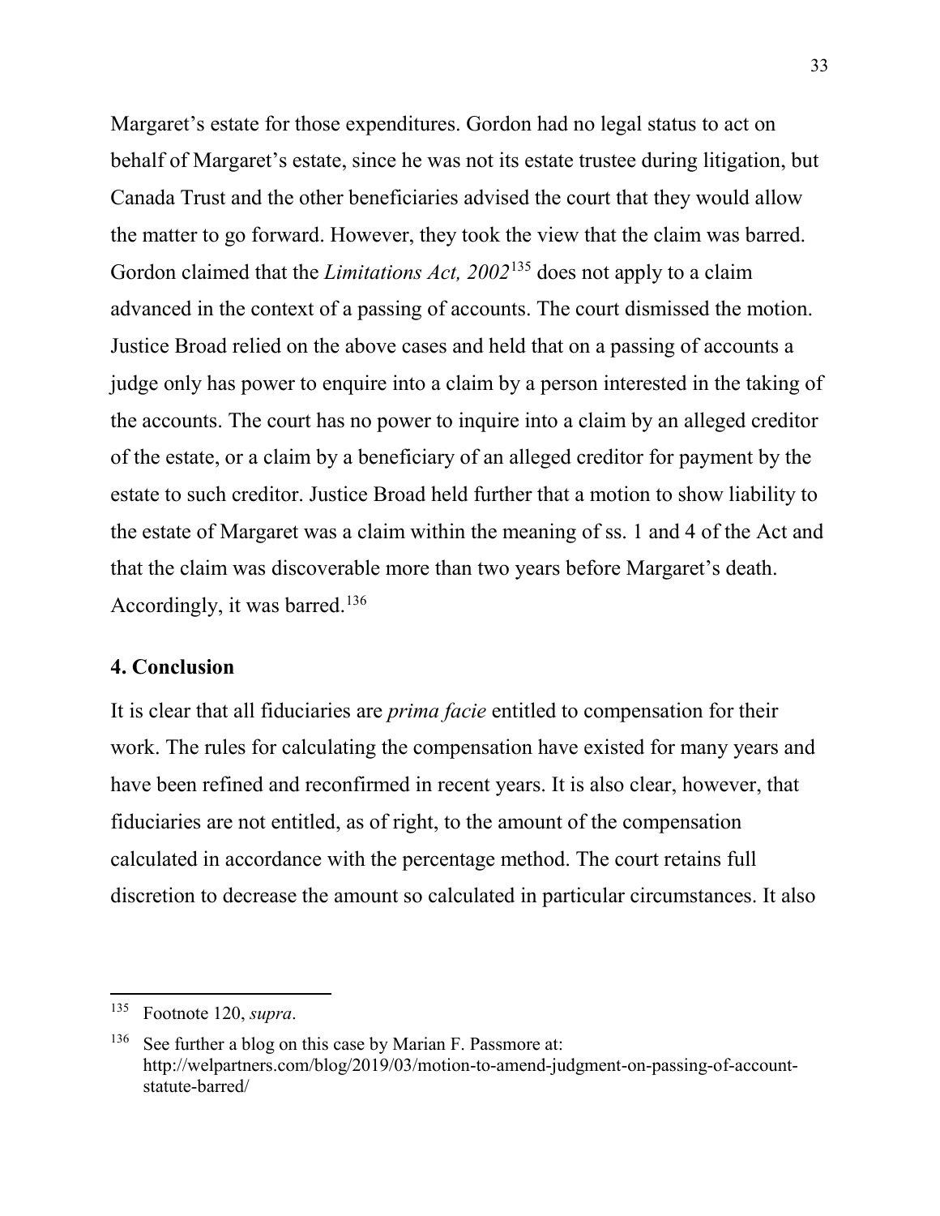Margaret's estate for those expenditures. Gordon had no legal status to act on behalf of Margaret's estate, since he was not its estate trustee during litigation, but Canada Trust and the other beneficiaries advised the court that they would allow the matter to go forward. However, they took the view that the claim was barred. Gordon claimed that the *Limitations Act, 2002*[135] does not apply to a claim advanced in the context of a passing of accounts. The court dismissed the motion. Justice Broad relied on the above cases and held that on a passing of accounts a judge only has power to enquire into a claim by a person interested in the taking of the accounts. The court has no power to inquire into a claim by an alleged creditor of the estate, or a claim by a beneficiary of an alleged creditor for payment by the estate to such creditor. Justice Broad held further that a motion to show liability to the estate of Margaret was a claim within the meaning of ss. 1 and 4 of the Act and that the claim was discoverable more than two years before Margaret's death. Accordingly, it was barred.[136]

## 4. Conclusion

It is clear that all fiduciaries are *prima facie* entitled to compensation for their work. The rules for calculating the compensation have existed for many years and have been refined and reconfirmed in recent years. It is also clear, however, that fiduciaries are not entitled, as of right, to the amount of the compensation calculated in accordance with the percentage method. The court retains full discretion to decrease the amount so calculated in particular circumstances. It also

---

[135] Footnote 120, *supra*.

[136] See further a blog on this case by Marian F. Passmore at: http://welpartners.com/blog/2019/03/motion-to-amend-judgment-on-passing-of-account-statute-barred/